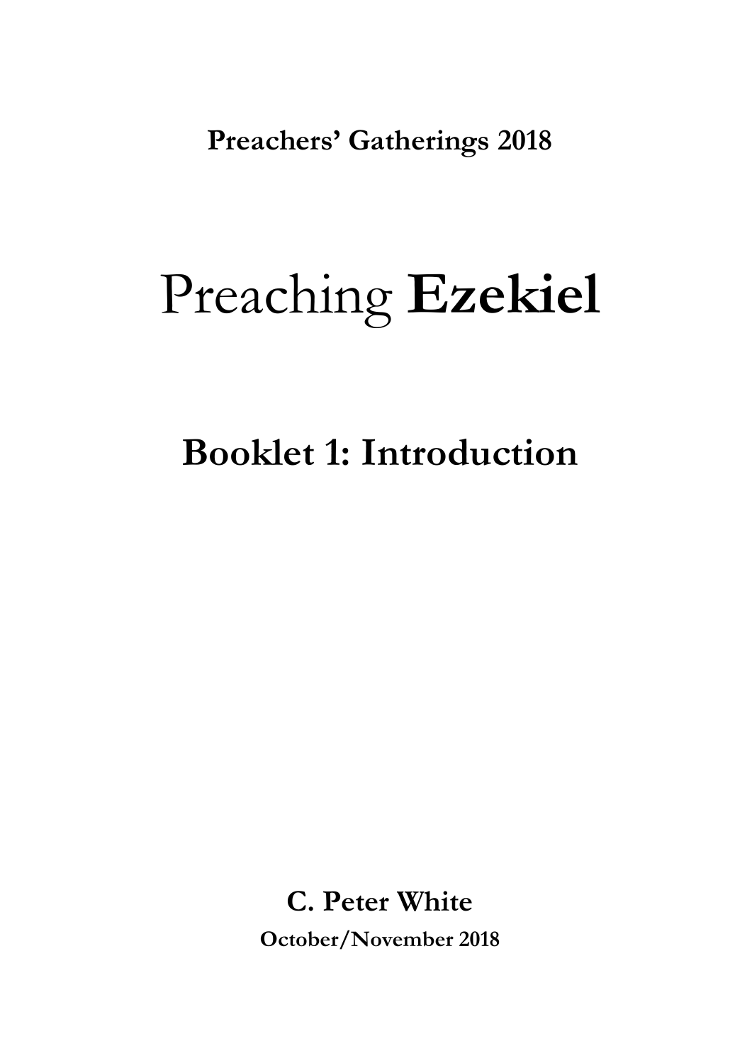**Preachers' Gatherings 2018**

# Preaching **Ezekiel**

## Booklet 1: Introduction

**C. Peter White**

**October/November 2018**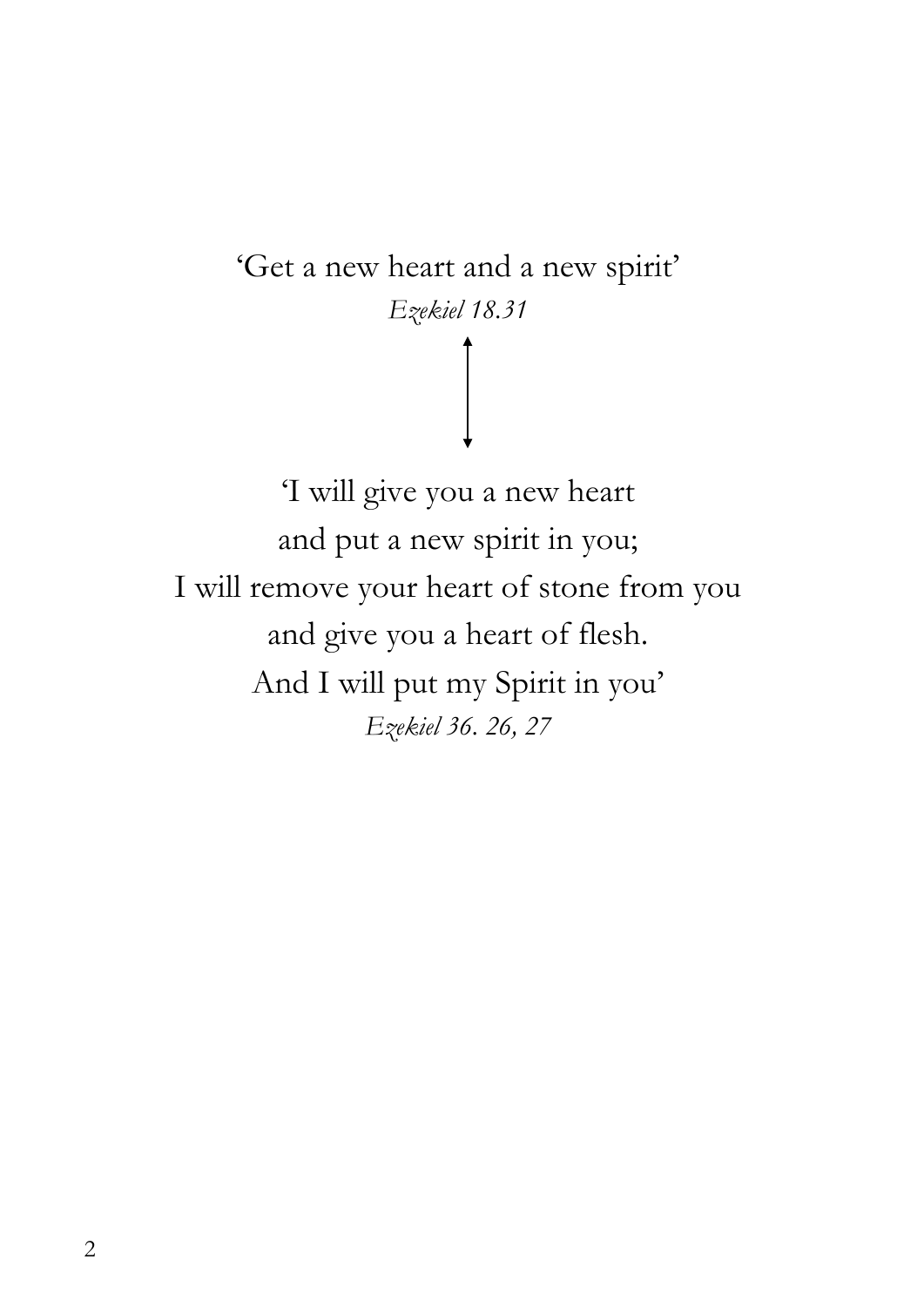'Get a new heart and a new spirit'

*Ezekiel 18.31*

↕

'I will give you a new heart
and put a new spirit in you;
I will remove your heart of stone from you
and give you a heart of flesh.
And I will put my Spirit in you'

*Ezekiel 36. 26, 27*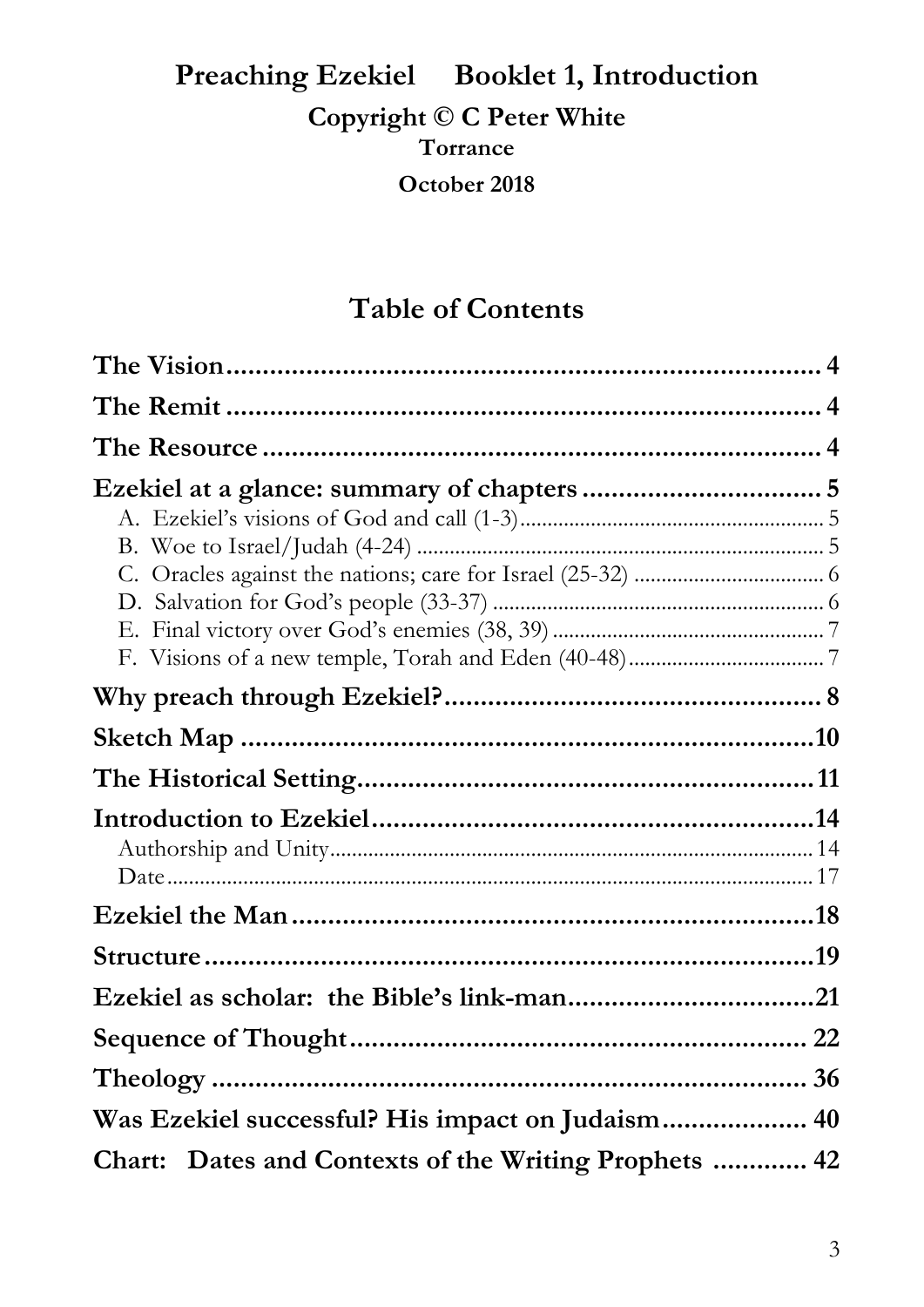# Preaching Ezekiel Booklet 1, Introduction

**Copyright © C Peter White**

**Torrance**

**October 2018**

## Table of Contents

**The Vision** .......... 4

**The Remit** .......... 4

**The Resource** .......... 4

**Ezekiel at a glance: summary of chapters** .......... 5

- A. Ezekiel's visions of God and call (1-3) .......... 5
- B. Woe to Israel/Judah (4-24) .......... 5
- C. Oracles against the nations; care for Israel (25-32) .......... 6
- D. Salvation for God's people (33-37) .......... 6
- E. Final victory over God's enemies (38, 39) .......... 7
- F. Visions of a new temple, Torah and Eden (40-48) .......... 7

**Why preach through Ezekiel?** .......... 8

**Sketch Map** .......... 10

**The Historical Setting** .......... 11

**Introduction to Ezekiel** .......... 14

- Authorship and Unity .......... 14
- Date .......... 17

**Ezekiel the Man** .......... 18

**Structure** .......... 19

**Ezekiel as scholar: the Bible's link-man** .......... 21

**Sequence of Thought** .......... 22

**Theology** .......... 36

**Was Ezekiel successful? His impact on Judaism** .......... 40

**Chart: Dates and Contexts of the Writing Prophets** .......... 42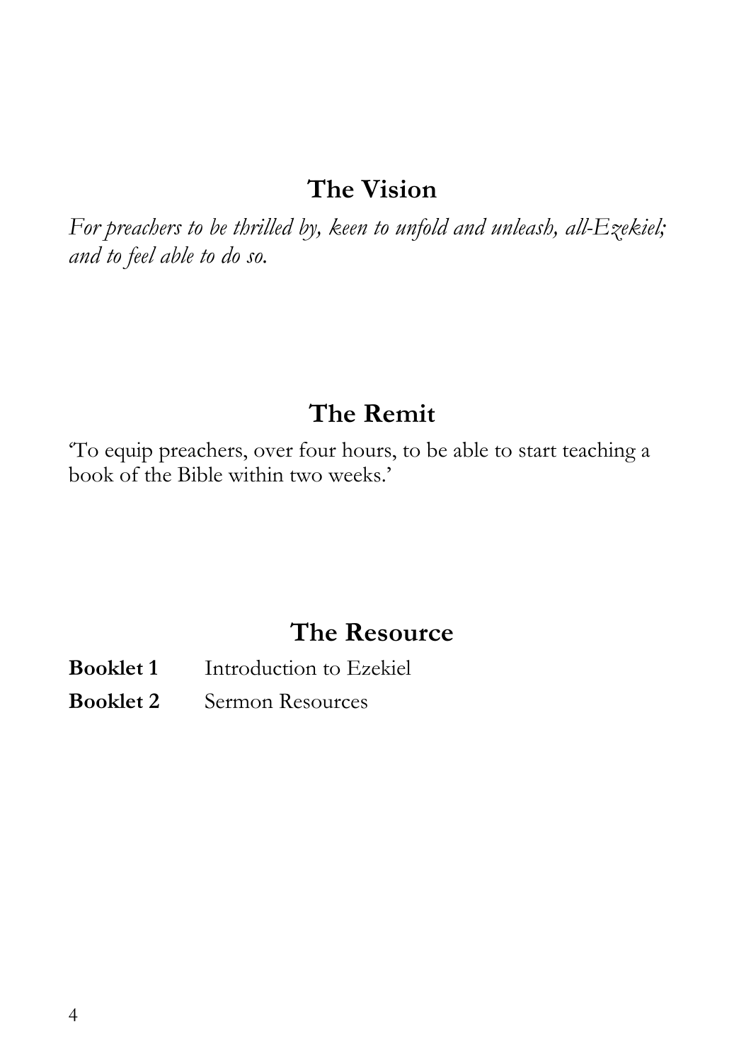## The Vision

*For preachers to be thrilled by, keen to unfold and unleash, all-Ezekiel; and to feel able to do so.*

## The Remit

'To equip preachers, over four hours, to be able to start teaching a book of the Bible within two weeks.'

## The Resource

**Booklet 1** Introduction to Ezekiel

**Booklet 2** Sermon Resources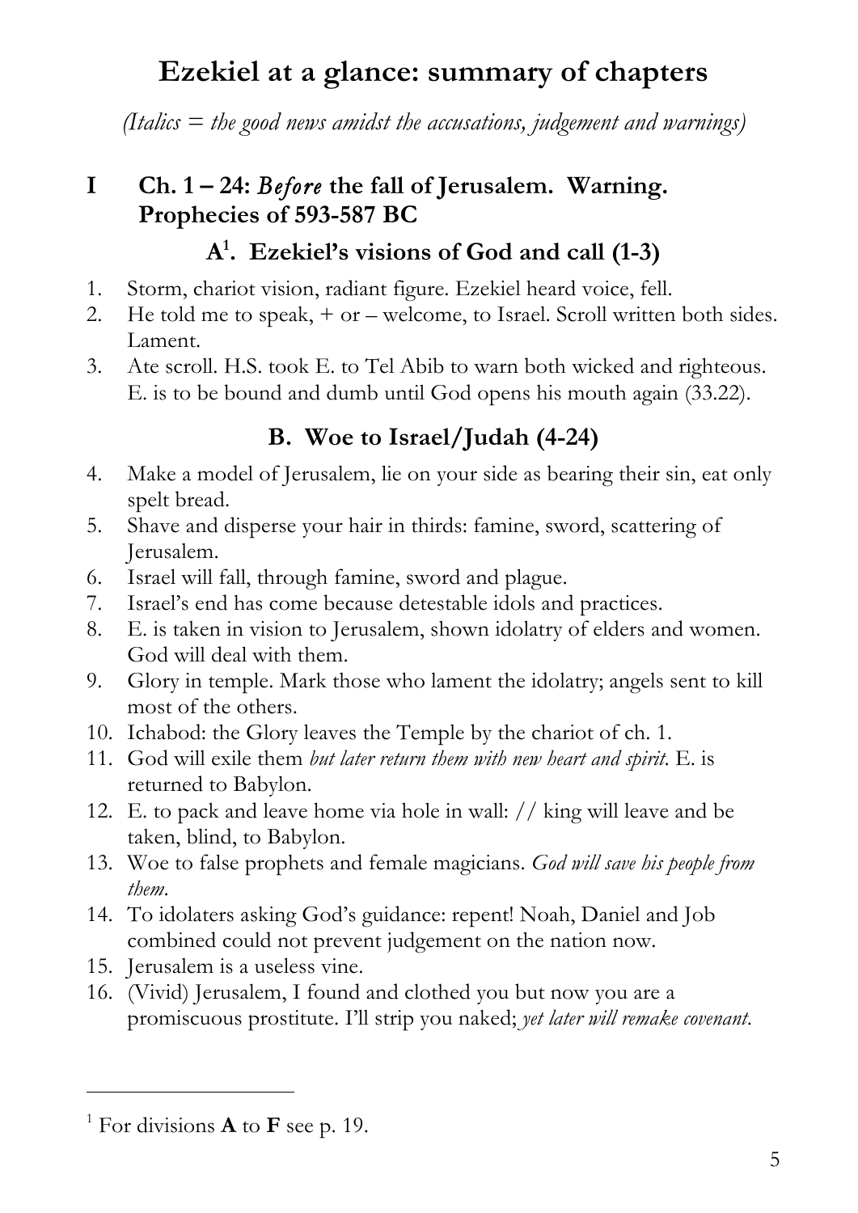# Ezekiel at a glance: summary of chapters

*(Italics = the good news amidst the accusations, judgement and warnings)*

## I Ch. 1 – 24: *Before* the fall of Jerusalem. Warning. Prophecies of 593-587 BC

### A[1]. Ezekiel's visions of God and call (1-3)

1. Storm, chariot vision, radiant figure. Ezekiel heard voice, fell.
2. He told me to speak, + or – welcome, to Israel. Scroll written both sides. Lament.
3. Ate scroll. H.S. took E. to Tel Abib to warn both wicked and righteous. E. is to be bound and dumb until God opens his mouth again (33.22).

### B. Woe to Israel/Judah (4-24)

4. Make a model of Jerusalem, lie on your side as bearing their sin, eat only spelt bread.
5. Shave and disperse your hair in thirds: famine, sword, scattering of Jerusalem.
6. Israel will fall, through famine, sword and plague.
7. Israel's end has come because detestable idols and practices.
8. E. is taken in vision to Jerusalem, shown idolatry of elders and women. God will deal with them.
9. Glory in temple. Mark those who lament the idolatry; angels sent to kill most of the others.
10. Ichabod: the Glory leaves the Temple by the chariot of ch. 1.
11. God will exile them *but later return them with new heart and spirit*. E. is returned to Babylon.
12. E. to pack and leave home via hole in wall: // king will leave and be taken, blind, to Babylon.
13. Woe to false prophets and female magicians. *God will save his people from them*.
14. To idolaters asking God's guidance: repent! Noah, Daniel and Job combined could not prevent judgement on the nation now.
15. Jerusalem is a useless vine.
16. (Vivid) Jerusalem, I found and clothed you but now you are a promiscuous prostitute. I'll strip you naked; *yet later will remake covenant*.

---

[1] For divisions **A** to **F** see p. 19.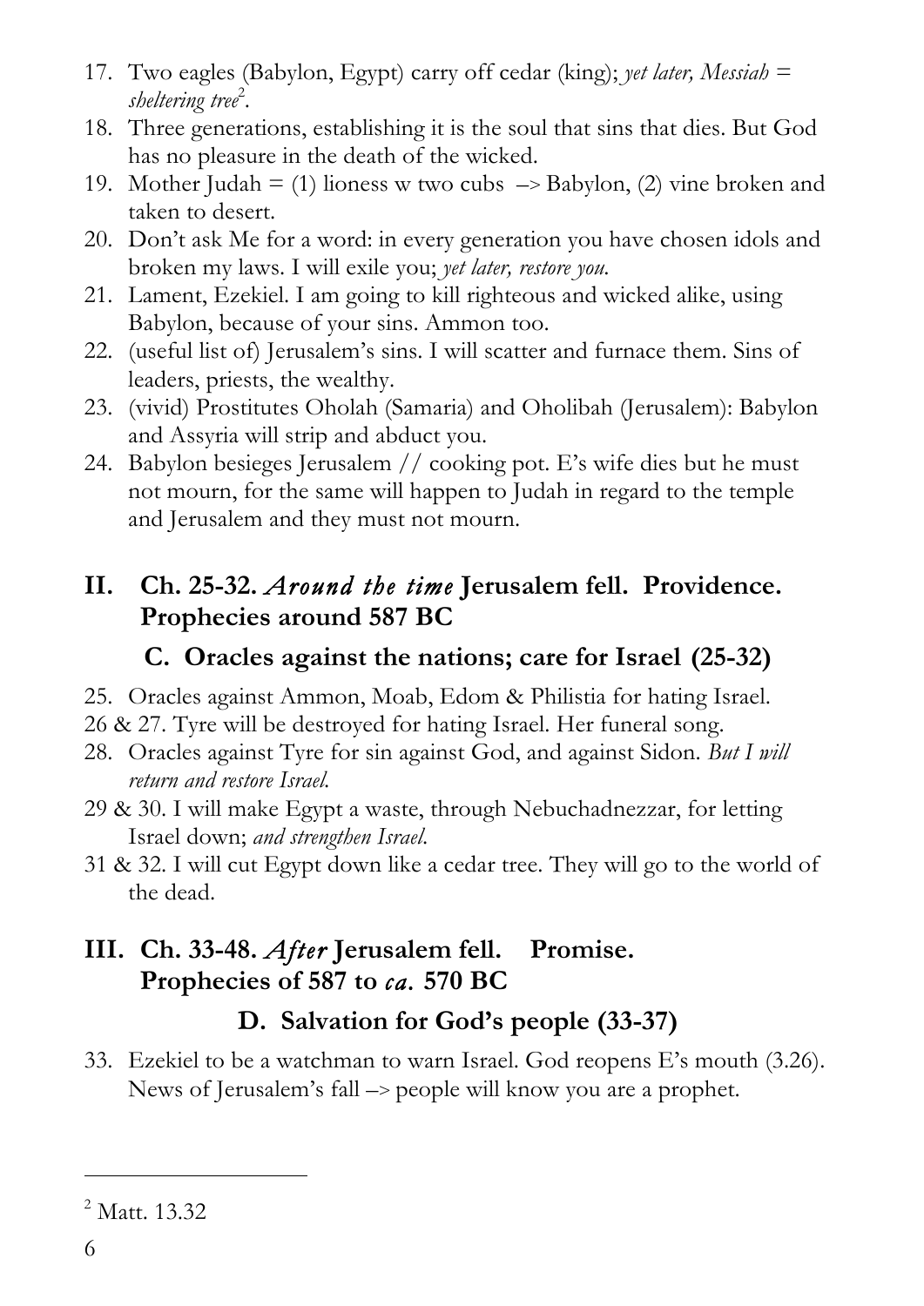17. Two eagles (Babylon, Egypt) carry off cedar (king); *yet later, Messiah = sheltering tree*[2].
18. Three generations, establishing it is the soul that sins that dies. But God has no pleasure in the death of the wicked.
19. Mother Judah = (1) lioness w two cubs –> Babylon, (2) vine broken and taken to desert.
20. Don't ask Me for a word: in every generation you have chosen idols and broken my laws. I will exile you; *yet later, restore you.*
21. Lament, Ezekiel. I am going to kill righteous and wicked alike, using Babylon, because of your sins. Ammon too.
22. (useful list of) Jerusalem's sins. I will scatter and furnace them. Sins of leaders, priests, the wealthy.
23. (vivid) Prostitutes Oholah (Samaria) and Oholibah (Jerusalem): Babylon and Assyria will strip and abduct you.
24. Babylon besieges Jerusalem // cooking pot. E's wife dies but he must not mourn, for the same will happen to Judah in regard to the temple and Jerusalem and they must not mourn.

## II. Ch. 25-32. *Around the time* Jerusalem fell. Providence. Prophecies around 587 BC

### C. Oracles against the nations; care for Israel (25-32)

25. Oracles against Ammon, Moab, Edom & Philistia for hating Israel.

26 & 27. Tyre will be destroyed for hating Israel. Her funeral song.

28. Oracles against Tyre for sin against God, and against Sidon. *But I will return and restore Israel.*

29 & 30. I will make Egypt a waste, through Nebuchadnezzar, for letting Israel down; *and strengthen Israel.*

31 & 32. I will cut Egypt down like a cedar tree. They will go to the world of the dead.

## III. Ch. 33-48. *After* Jerusalem fell. Promise. Prophecies of 587 to *ca.* 570 BC

### D. Salvation for God's people (33-37)

33. Ezekiel to be a watchman to warn Israel. God reopens E's mouth (3.26). News of Jerusalem's fall –> people will know you are a prophet.

---

[2] Matt. 13.32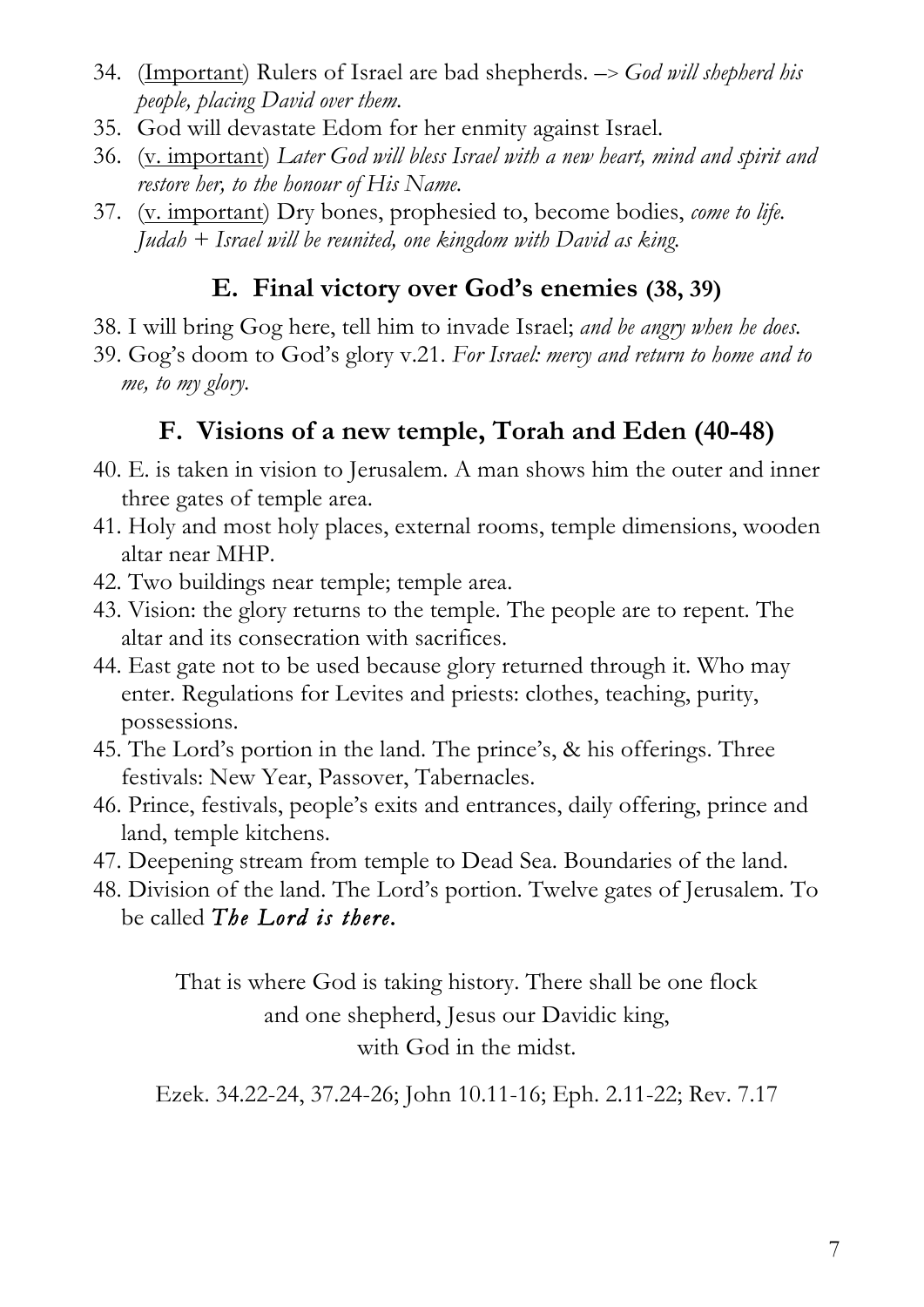34. (Important) Rulers of Israel are bad shepherds. –> *God will shepherd his people, placing David over them.*
35. God will devastate Edom for her enmity against Israel.
36. (v. important) *Later God will bless Israel with a new heart, mind and spirit and restore her, to the honour of His Name.*
37. (v. important) Dry bones, prophesied to, become bodies, *come to life. Judah + Israel will be reunited, one kingdom with David as king.*

## E. Final victory over God's enemies (38, 39)

38. I will bring Gog here, tell him to invade Israel; *and be angry when he does.*
39. Gog's doom to God's glory v.21. *For Israel: mercy and return to home and to me, to my glory.*

## F. Visions of a new temple, Torah and Eden (40-48)

40. E. is taken in vision to Jerusalem. A man shows him the outer and inner three gates of temple area.
41. Holy and most holy places, external rooms, temple dimensions, wooden altar near MHP.
42. Two buildings near temple; temple area.
43. Vision: the glory returns to the temple. The people are to repent. The altar and its consecration with sacrifices.
44. East gate not to be used because glory returned through it. Who may enter. Regulations for Levites and priests: clothes, teaching, purity, possessions.
45. The Lord's portion in the land. The prince's, & his offerings. Three festivals: New Year, Passover, Tabernacles.
46. Prince, festivals, people's exits and entrances, daily offering, prince and land, temple kitchens.
47. Deepening stream from temple to Dead Sea. Boundaries of the land.
48. Division of the land. The Lord's portion. Twelve gates of Jerusalem. To be called ***The Lord is there.***

That is where God is taking history. There shall be one flock and one shepherd, Jesus our Davidic king, with God in the midst.

Ezek. 34.22-24, 37.24-26; John 10.11-16; Eph. 2.11-22; Rev. 7.17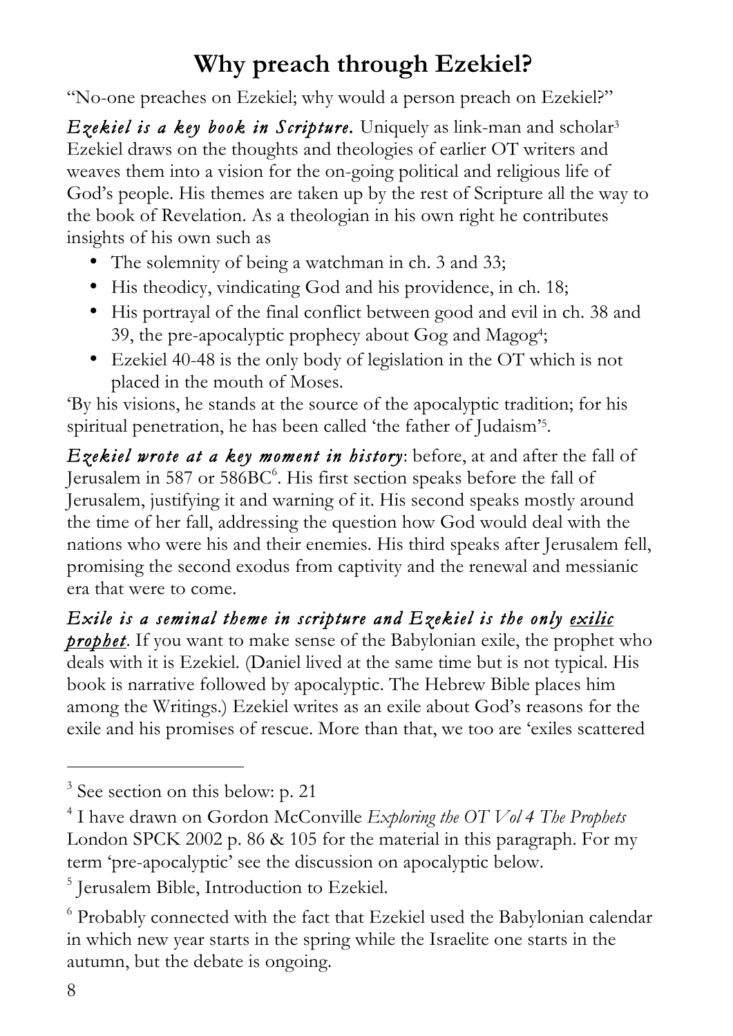# Why preach through Ezekiel?

"No-one preaches on Ezekiel; why would a person preach on Ezekiel?"

***Ezekiel is a key book in Scripture.*** Uniquely as link-man and scholar[3] Ezekiel draws on the thoughts and theologies of earlier OT writers and weaves them into a vision for the on-going political and religious life of God's people. His themes are taken up by the rest of Scripture all the way to the book of Revelation. As a theologian in his own right he contributes insights of his own such as

- The solemnity of being a watchman in ch. 3 and 33;
- His theodicy, vindicating God and his providence, in ch. 18;
- His portrayal of the final conflict between good and evil in ch. 38 and 39, the pre-apocalyptic prophecy about Gog and Magog[4];
- Ezekiel 40-48 is the only body of legislation in the OT which is not placed in the mouth of Moses.

'By his visions, he stands at the source of the apocalyptic tradition; for his spiritual penetration, he has been called 'the father of Judaism'[5].

***Ezekiel wrote at a key moment in history***: before, at and after the fall of Jerusalem in 587 or 586BC[6]. His first section speaks before the fall of Jerusalem, justifying it and warning of it. His second speaks mostly around the time of her fall, addressing the question how God would deal with the nations who were his and their enemies. His third speaks after Jerusalem fell, promising the second exodus from captivity and the renewal and messianic era that were to come.

***Exile is a seminal theme in scripture and Ezekiel is the only <u>exilic prophet</u>***. If you want to make sense of the Babylonian exile, the prophet who deals with it is Ezekiel. (Daniel lived at the same time but is not typical. His book is narrative followed by apocalyptic. The Hebrew Bible places him among the Writings.) Ezekiel writes as an exile about God's reasons for the exile and his promises of rescue. More than that, we too are 'exiles scattered

---

[3] See section on this below: p. 21

[4] I have drawn on Gordon McConville *Exploring the OT Vol 4 The Prophets* London SPCK 2002 p. 86 & 105 for the material in this paragraph. For my term 'pre-apocalyptic' see the discussion on apocalyptic below.

[5] Jerusalem Bible, Introduction to Ezekiel.

[6] Probably connected with the fact that Ezekiel used the Babylonian calendar in which new year starts in the spring while the Israelite one starts in the autumn, but the debate is ongoing.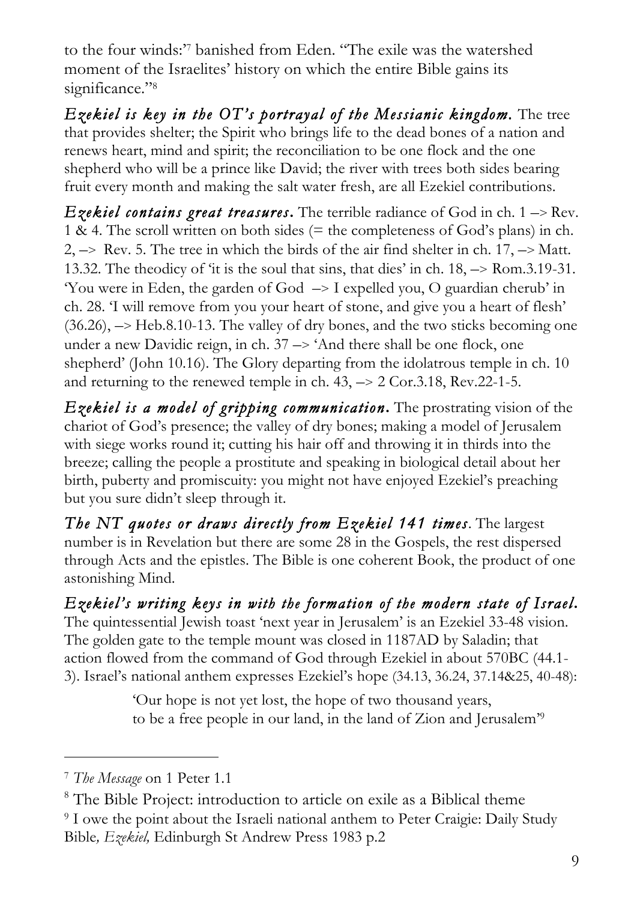to the four winds:'[7] banished from Eden. "The exile was the watershed moment of the Israelites' history on which the entire Bible gains its significance."[8]

***Ezekiel is key in the OT's portrayal of the Messianic kingdom.*** The tree that provides shelter; the Spirit who brings life to the dead bones of a nation and renews heart, mind and spirit; the reconciliation to be one flock and the one shepherd who will be a prince like David; the river with trees both sides bearing fruit every month and making the salt water fresh, are all Ezekiel contributions.

***Ezekiel contains great treasures.*** The terrible radiance of God in ch. 1 –> Rev. 1 & 4. The scroll written on both sides (= the completeness of God's plans) in ch. 2, –> Rev. 5. The tree in which the birds of the air find shelter in ch. 17, –> Matt. 13.32. The theodicy of 'it is the soul that sins, that dies' in ch. 18, –> Rom.3.19-31. 'You were in Eden, the garden of God –> I expelled you, O guardian cherub' in ch. 28. 'I will remove from you your heart of stone, and give you a heart of flesh' (36.26), –> Heb.8.10-13. The valley of dry bones, and the two sticks becoming one under a new Davidic reign, in ch. 37 –> 'And there shall be one flock, one shepherd' (John 10.16). The Glory departing from the idolatrous temple in ch. 10 and returning to the renewed temple in ch. 43, –> 2 Cor.3.18, Rev.22-1-5.

***Ezekiel is a model of gripping communication.*** The prostrating vision of the chariot of God's presence; the valley of dry bones; making a model of Jerusalem with siege works round it; cutting his hair off and throwing it in thirds into the breeze; calling the people a prostitute and speaking in biological detail about her birth, puberty and promiscuity: you might not have enjoyed Ezekiel's preaching but you sure didn't sleep through it.

***The NT quotes or draws directly from Ezekiel 141 times.*** The largest number is in Revelation but there are some 28 in the Gospels, the rest dispersed through Acts and the epistles. The Bible is one coherent Book, the product of one astonishing Mind.

***Ezekiel's writing keys in with the formation of the modern state of Israel.*** The quintessential Jewish toast 'next year in Jerusalem' is an Ezekiel 33-48 vision. The golden gate to the temple mount was closed in 1187AD by Saladin; that action flowed from the command of God through Ezekiel in about 570BC (44.1-3). Israel's national anthem expresses Ezekiel's hope (34.13, 36.24, 37.14&25, 40-48):

> 'Our hope is not yet lost, the hope of two thousand years,
> to be a free people in our land, in the land of Zion and Jerusalem'[9]

---

[7] *The Message* on 1 Peter 1.1

[8] The Bible Project: introduction to article on exile as a Biblical theme

[9] I owe the point about the Israeli national anthem to Peter Craigie: Daily Study Bible*, Ezekiel,* Edinburgh St Andrew Press 1983 p.2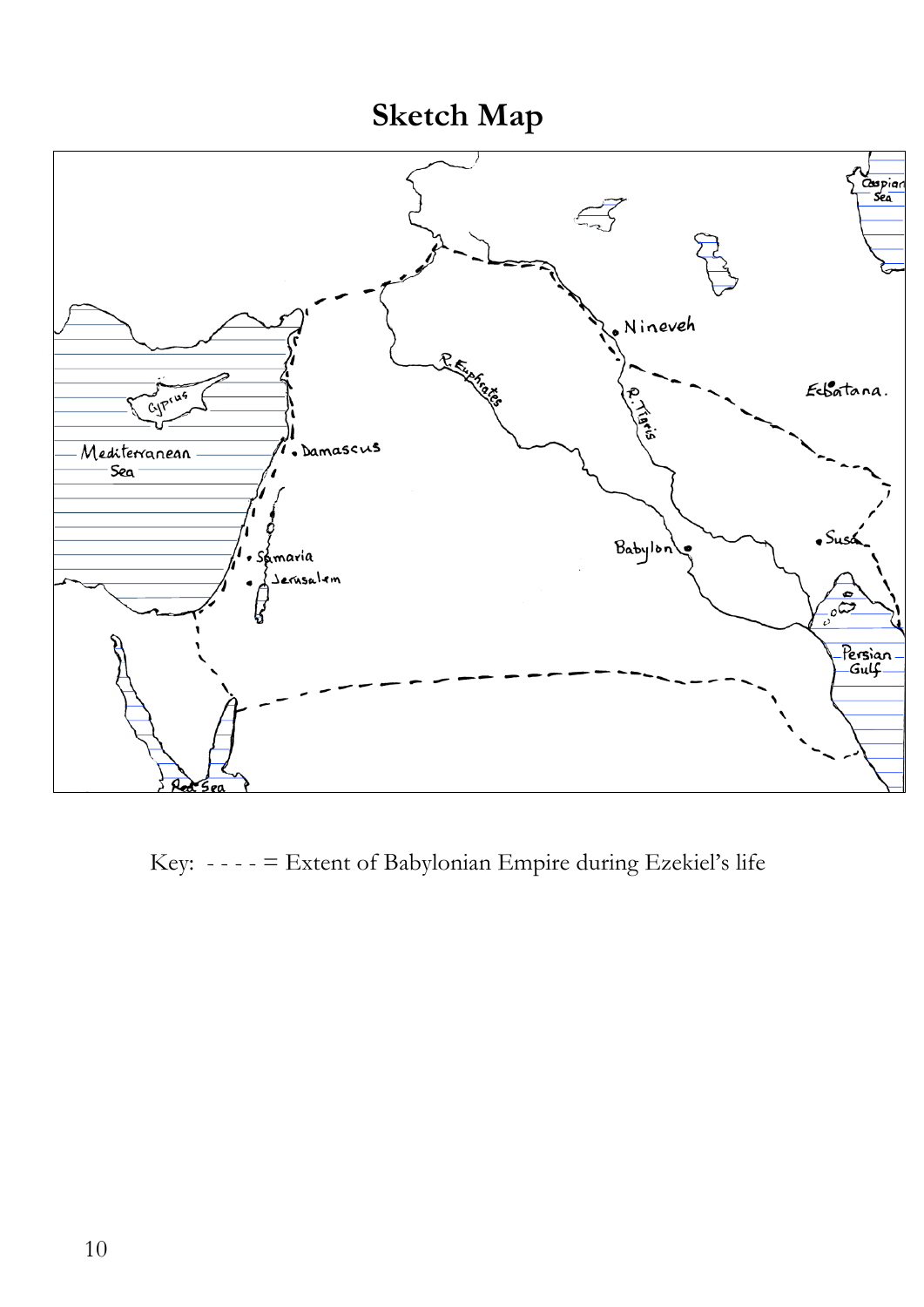# Sketch Map

Caspian Sea

Nineveh

Ecbatana.

Cyprus

R. Euphrates

R. Tigris

Mediterranean Sea

Damascus

Samaria

Jerusalem

Babylon

Susa

Persian Gulf

Red Sea

Key: - - - - = Extent of Babylonian Empire during Ezekiel's life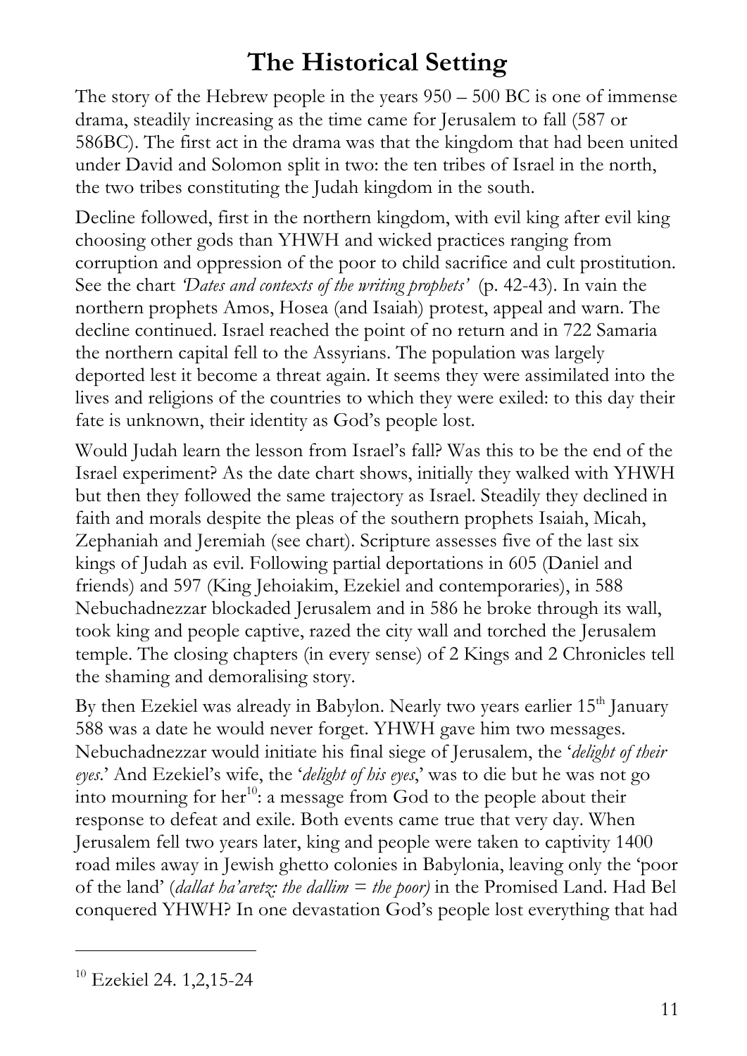# The Historical Setting

The story of the Hebrew people in the years 950 – 500 BC is one of immense drama, steadily increasing as the time came for Jerusalem to fall (587 or 586BC). The first act in the drama was that the kingdom that had been united under David and Solomon split in two: the ten tribes of Israel in the north, the two tribes constituting the Judah kingdom in the south.

Decline followed, first in the northern kingdom, with evil king after evil king choosing other gods than YHWH and wicked practices ranging from corruption and oppression of the poor to child sacrifice and cult prostitution. See the chart *'Dates and contexts of the writing prophets'* (p. 42-43). In vain the northern prophets Amos, Hosea (and Isaiah) protest, appeal and warn. The decline continued. Israel reached the point of no return and in 722 Samaria the northern capital fell to the Assyrians. The population was largely deported lest it become a threat again. It seems they were assimilated into the lives and religions of the countries to which they were exiled: to this day their fate is unknown, their identity as God's people lost.

Would Judah learn the lesson from Israel's fall? Was this to be the end of the Israel experiment? As the date chart shows, initially they walked with YHWH but then they followed the same trajectory as Israel. Steadily they declined in faith and morals despite the pleas of the southern prophets Isaiah, Micah, Zephaniah and Jeremiah (see chart). Scripture assesses five of the last six kings of Judah as evil. Following partial deportations in 605 (Daniel and friends) and 597 (King Jehoiakim, Ezekiel and contemporaries), in 588 Nebuchadnezzar blockaded Jerusalem and in 586 he broke through its wall, took king and people captive, razed the city wall and torched the Jerusalem temple. The closing chapters (in every sense) of 2 Kings and 2 Chronicles tell the shaming and demoralising story.

By then Ezekiel was already in Babylon. Nearly two years earlier 15th January 588 was a date he would never forget. YHWH gave him two messages. Nebuchadnezzar would initiate his final siege of Jerusalem, the '*delight of their eyes*.' And Ezekiel's wife, the '*delight of his eyes*,' was to die but he was not go into mourning for her[10]: a message from God to the people about their response to defeat and exile. Both events came true that very day. When Jerusalem fell two years later, king and people were taken to captivity 1400 road miles away in Jewish ghetto colonies in Babylonia, leaving only the 'poor of the land' (*dallat ha'aretz: the dallim = the poor)* in the Promised Land. Had Bel conquered YHWH? In one devastation God's people lost everything that had

---

[10] Ezekiel 24. 1,2,15-24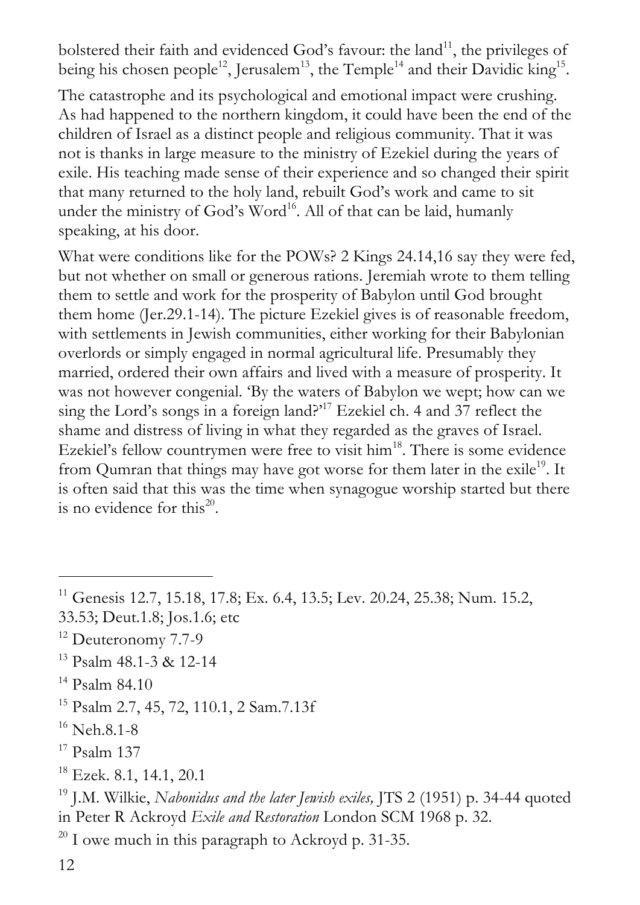bolstered their faith and evidenced God's favour: the land[11], the privileges of being his chosen people[12], Jerusalem[13], the Temple[14] and their Davidic king[15].

The catastrophe and its psychological and emotional impact were crushing. As had happened to the northern kingdom, it could have been the end of the children of Israel as a distinct people and religious community. That it was not is thanks in large measure to the ministry of Ezekiel during the years of exile. His teaching made sense of their experience and so changed their spirit that many returned to the holy land, rebuilt God's work and came to sit under the ministry of God's Word[16]. All of that can be laid, humanly speaking, at his door.

What were conditions like for the POWs? 2 Kings 24.14,16 say they were fed, but not whether on small or generous rations. Jeremiah wrote to them telling them to settle and work for the prosperity of Babylon until God brought them home (Jer.29.1-14). The picture Ezekiel gives is of reasonable freedom, with settlements in Jewish communities, either working for their Babylonian overlords or simply engaged in normal agricultural life. Presumably they married, ordered their own affairs and lived with a measure of prosperity. It was not however congenial. 'By the waters of Babylon we wept; how can we sing the Lord's songs in a foreign land?'[17] Ezekiel ch. 4 and 37 reflect the shame and distress of living in what they regarded as the graves of Israel. Ezekiel's fellow countrymen were free to visit him[18]. There is some evidence from Qumran that things may have got worse for them later in the exile[19]. It is often said that this was the time when synagogue worship started but there is no evidence for this[20].

---

[11] Genesis 12.7, 15.18, 17.8; Ex. 6.4, 13.5; Lev. 20.24, 25.38; Num. 15.2, 33.53; Deut.1.8; Jos.1.6; etc

[12] Deuteronomy 7.7-9

[13] Psalm 48.1-3 & 12-14

[14] Psalm 84.10

[15] Psalm 2.7, 45, 72, 110.1, 2 Sam.7.13f

[16] Neh.8.1-8

[17] Psalm 137

[18] Ezek. 8.1, 14.1, 20.1

[19] J.M. Wilkie, *Nabonidus and the later Jewish exiles,* JTS 2 (1951) p. 34-44 quoted in Peter R Ackroyd *Exile and Restoration* London SCM 1968 p. 32.

[20] I owe much in this paragraph to Ackroyd p. 31-35.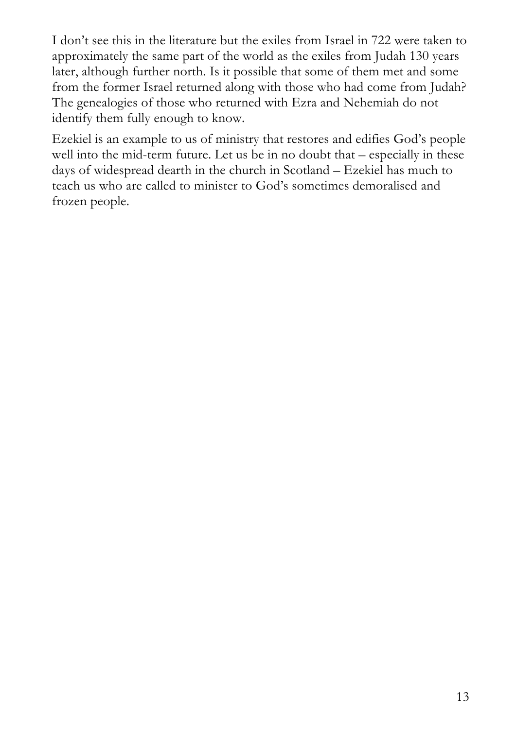I don't see this in the literature but the exiles from Israel in 722 were taken to approximately the same part of the world as the exiles from Judah 130 years later, although further north. Is it possible that some of them met and some from the former Israel returned along with those who had come from Judah? The genealogies of those who returned with Ezra and Nehemiah do not identify them fully enough to know.

Ezekiel is an example to us of ministry that restores and edifies God's people well into the mid-term future. Let us be in no doubt that – especially in these days of widespread dearth in the church in Scotland – Ezekiel has much to teach us who are called to minister to God's sometimes demoralised and frozen people.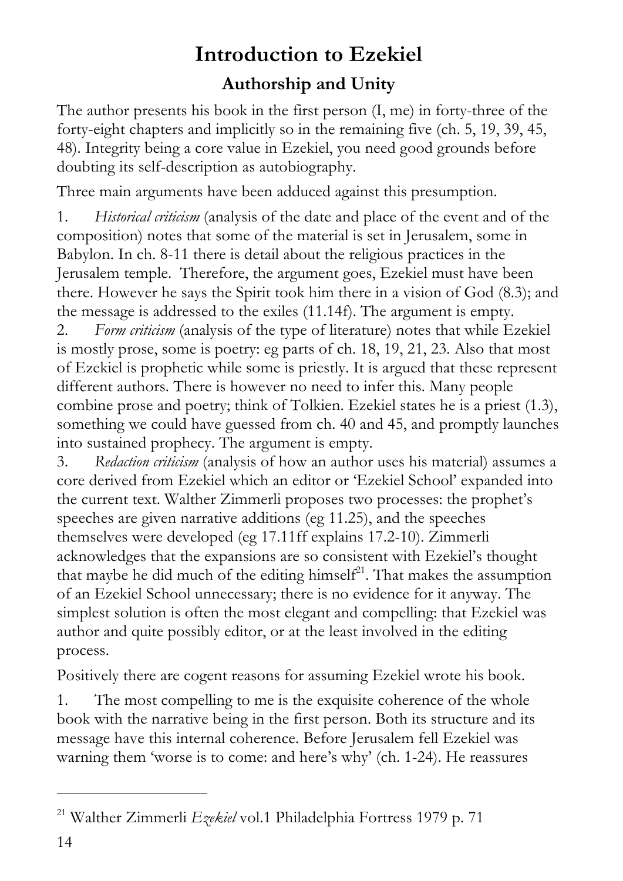# Introduction to Ezekiel

## Authorship and Unity

The author presents his book in the first person (I, me) in forty-three of the forty-eight chapters and implicitly so in the remaining five (ch. 5, 19, 39, 45, 48). Integrity being a core value in Ezekiel, you need good grounds before doubting its self-description as autobiography.

Three main arguments have been adduced against this presumption.

1. *Historical criticism* (analysis of the date and place of the event and of the composition) notes that some of the material is set in Jerusalem, some in Babylon. In ch. 8-11 there is detail about the religious practices in the Jerusalem temple. Therefore, the argument goes, Ezekiel must have been there. However he says the Spirit took him there in a vision of God (8.3); and the message is addressed to the exiles (11.14f). The argument is empty.
2. *Form criticism* (analysis of the type of literature) notes that while Ezekiel is mostly prose, some is poetry: eg parts of ch. 18, 19, 21, 23. Also that most of Ezekiel is prophetic while some is priestly. It is argued that these represent different authors. There is however no need to infer this. Many people combine prose and poetry; think of Tolkien. Ezekiel states he is a priest (1.3), something we could have guessed from ch. 40 and 45, and promptly launches into sustained prophecy. The argument is empty.
3. *Redaction criticism* (analysis of how an author uses his material) assumes a core derived from Ezekiel which an editor or 'Ezekiel School' expanded into the current text. Walther Zimmerli proposes two processes: the prophet's speeches are given narrative additions (eg 11.25), and the speeches themselves were developed (eg 17.11ff explains 17.2-10). Zimmerli acknowledges that the expansions are so consistent with Ezekiel's thought that maybe he did much of the editing himself[21]. That makes the assumption of an Ezekiel School unnecessary; there is no evidence for it anyway. The simplest solution is often the most elegant and compelling: that Ezekiel was author and quite possibly editor, or at the least involved in the editing process.

Positively there are cogent reasons for assuming Ezekiel wrote his book.

1. The most compelling to me is the exquisite coherence of the whole book with the narrative being in the first person. Both its structure and its message have this internal coherence. Before Jerusalem fell Ezekiel was warning them 'worse is to come: and here's why' (ch. 1-24). He reassures

---

[21] Walther Zimmerli *Ezekiel* vol.1 Philadelphia Fortress 1979 p. 71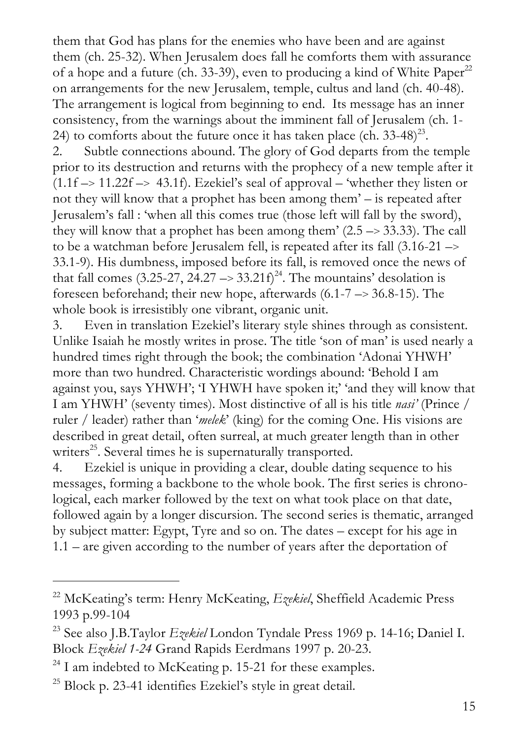them that God has plans for the enemies who have been and are against them (ch. 25-32). When Jerusalem does fall he comforts them with assurance of a hope and a future (ch. 33-39), even to producing a kind of White Paper[22] on arrangements for the new Jerusalem, temple, cultus and land (ch. 40-48). The arrangement is logical from beginning to end. Its message has an inner consistency, from the warnings about the imminent fall of Jerusalem (ch. 1-24) to comforts about the future once it has taken place (ch. 33-48)[23].

2. Subtle connections abound. The glory of God departs from the temple prior to its destruction and returns with the prophecy of a new temple after it (1.1f –> 11.22f –> 43.1f). Ezekiel's seal of approval – 'whether they listen or not they will know that a prophet has been among them' – is repeated after Jerusalem's fall : 'when all this comes true (those left will fall by the sword), they will know that a prophet has been among them' (2.5 –> 33.33). The call to be a watchman before Jerusalem fell, is repeated after its fall (3.16-21 –> 33.1-9). His dumbness, imposed before its fall, is removed once the news of that fall comes (3.25-27, 24.27 –> 33.21f)[24]. The mountains' desolation is foreseen beforehand; their new hope, afterwards (6.1-7 –> 36.8-15). The whole book is irresistibly one vibrant, organic unit.

3. Even in translation Ezekiel's literary style shines through as consistent. Unlike Isaiah he mostly writes in prose. The title 'son of man' is used nearly a hundred times right through the book; the combination 'Adonai YHWH' more than two hundred. Characteristic wordings abound: 'Behold I am against you, says YHWH'; 'I YHWH have spoken it;' 'and they will know that I am YHWH' (seventy times). Most distinctive of all is his title *nasi'* (Prince / ruler / leader) rather than '*melek*' (king) for the coming One. His visions are described in great detail, often surreal, at much greater length than in other writers[25]. Several times he is supernaturally transported.

4. Ezekiel is unique in providing a clear, double dating sequence to his messages, forming a backbone to the whole book. The first series is chronological, each marker followed by the text on what took place on that date, followed again by a longer discursion. The second series is thematic, arranged by subject matter: Egypt, Tyre and so on. The dates – except for his age in 1.1 – are given according to the number of years after the deportation of

---

[22] McKeating's term: Henry McKeating, *Ezekiel*, Sheffield Academic Press 1993 p.99-104

[23] See also J.B.Taylor *Ezekiel* London Tyndale Press 1969 p. 14-16; Daniel I. Block *Ezekiel 1-24* Grand Rapids Eerdmans 1997 p. 20-23.

[24] I am indebted to McKeating p. 15-21 for these examples.

[25] Block p. 23-41 identifies Ezekiel's style in great detail.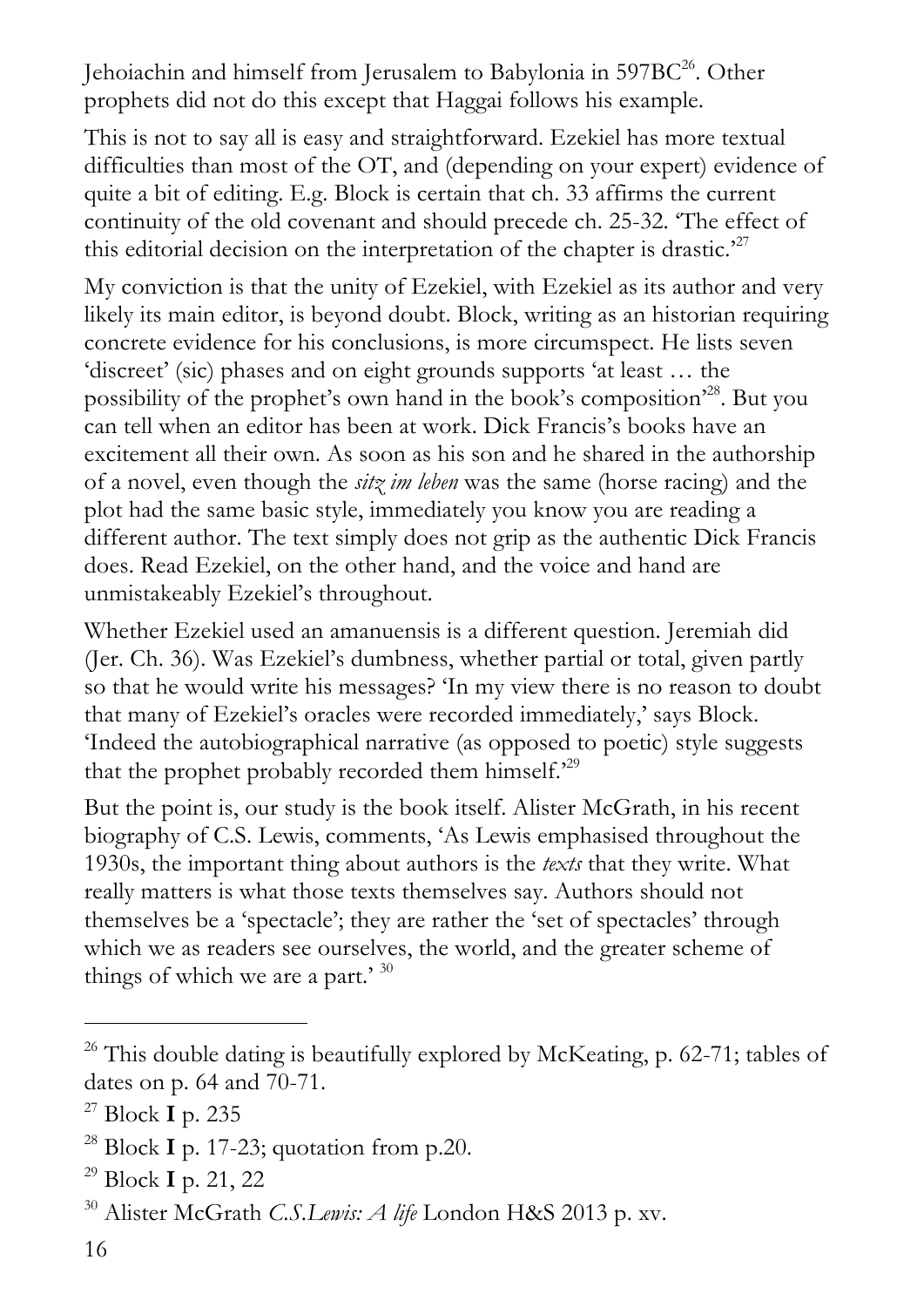Jehoiachin and himself from Jerusalem to Babylonia in 597BC[26]. Other prophets did not do this except that Haggai follows his example.

This is not to say all is easy and straightforward. Ezekiel has more textual difficulties than most of the OT, and (depending on your expert) evidence of quite a bit of editing. E.g. Block is certain that ch. 33 affirms the current continuity of the old covenant and should precede ch. 25-32. 'The effect of this editorial decision on the interpretation of the chapter is drastic.'[27]

My conviction is that the unity of Ezekiel, with Ezekiel as its author and very likely its main editor, is beyond doubt. Block, writing as an historian requiring concrete evidence for his conclusions, is more circumspect. He lists seven 'discreet' (sic) phases and on eight grounds supports 'at least … the possibility of the prophet's own hand in the book's composition'[28]. But you can tell when an editor has been at work. Dick Francis's books have an excitement all their own. As soon as his son and he shared in the authorship of a novel, even though the *sitz im leben* was the same (horse racing) and the plot had the same basic style, immediately you know you are reading a different author. The text simply does not grip as the authentic Dick Francis does. Read Ezekiel, on the other hand, and the voice and hand are unmistakeably Ezekiel's throughout.

Whether Ezekiel used an amanuensis is a different question. Jeremiah did (Jer. Ch. 36). Was Ezekiel's dumbness, whether partial or total, given partly so that he would write his messages? 'In my view there is no reason to doubt that many of Ezekiel's oracles were recorded immediately,' says Block. 'Indeed the autobiographical narrative (as opposed to poetic) style suggests that the prophet probably recorded them himself.'[29]

But the point is, our study is the book itself. Alister McGrath, in his recent biography of C.S. Lewis, comments, 'As Lewis emphasised throughout the 1930s, the important thing about authors is the *texts* that they write. What really matters is what those texts themselves say. Authors should not themselves be a 'spectacle'; they are rather the 'set of spectacles' through which we as readers see ourselves, the world, and the greater scheme of things of which we are a part.' [30]

---

[26] This double dating is beautifully explored by McKeating, p. 62-71; tables of dates on p. 64 and 70-71.

[27] Block **I** p. 235

[28] Block **I** p. 17-23; quotation from p.20.

[29] Block **I** p. 21, 22

[30] Alister McGrath *C.S.Lewis: A life* London H&S 2013 p. xv.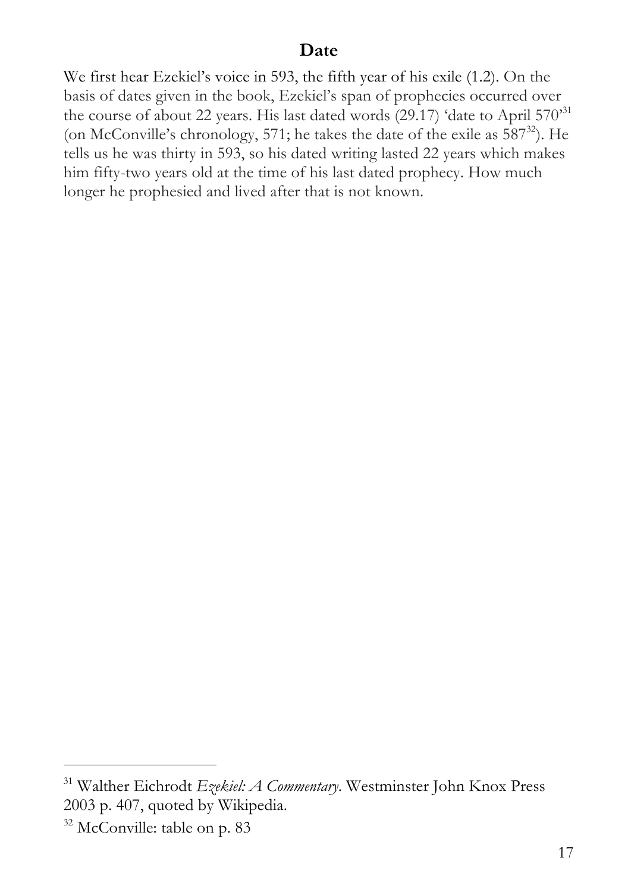## Date

We first hear Ezekiel's voice in 593, the fifth year of his exile (1.2). On the basis of dates given in the book, Ezekiel's span of prophecies occurred over the course of about 22 years. His last dated words (29.17) 'date to April 570'[31] (on McConville's chronology, 571; he takes the date of the exile as 587[32]). He tells us he was thirty in 593, so his dated writing lasted 22 years which makes him fifty-two years old at the time of his last dated prophecy. How much longer he prophesied and lived after that is not known.

---

[31] Walther Eichrodt *Ezekiel: A Commentary*. Westminster John Knox Press 2003 p. 407, quoted by Wikipedia.

[32] McConville: table on p. 83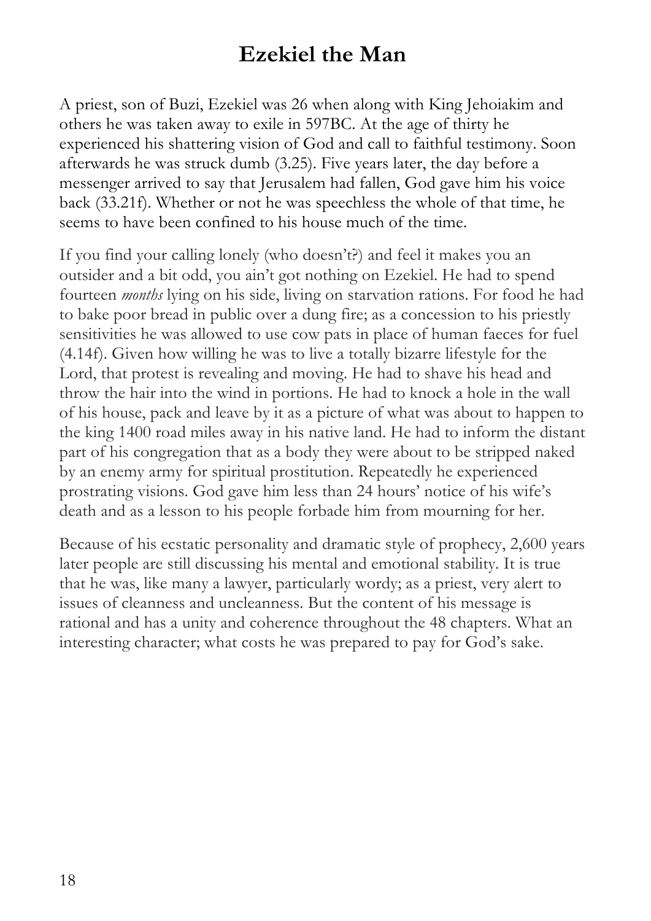# Ezekiel the Man

A priest, son of Buzi, Ezekiel was 26 when along with King Jehoiakim and others he was taken away to exile in 597BC. At the age of thirty he experienced his shattering vision of God and call to faithful testimony. Soon afterwards he was struck dumb (3.25). Five years later, the day before a messenger arrived to say that Jerusalem had fallen, God gave him his voice back (33.21f). Whether or not he was speechless the whole of that time, he seems to have been confined to his house much of the time.

If you find your calling lonely (who doesn't?) and feel it makes you an outsider and a bit odd, you ain't got nothing on Ezekiel. He had to spend fourteen *months* lying on his side, living on starvation rations. For food he had to bake poor bread in public over a dung fire; as a concession to his priestly sensitivities he was allowed to use cow pats in place of human faeces for fuel (4.14f). Given how willing he was to live a totally bizarre lifestyle for the Lord, that protest is revealing and moving. He had to shave his head and throw the hair into the wind in portions. He had to knock a hole in the wall of his house, pack and leave by it as a picture of what was about to happen to the king 1400 road miles away in his native land. He had to inform the distant part of his congregation that as a body they were about to be stripped naked by an enemy army for spiritual prostitution. Repeatedly he experienced prostrating visions. God gave him less than 24 hours' notice of his wife's death and as a lesson to his people forbade him from mourning for her.

Because of his ecstatic personality and dramatic style of prophecy, 2,600 years later people are still discussing his mental and emotional stability. It is true that he was, like many a lawyer, particularly wordy; as a priest, very alert to issues of cleanness and uncleanness. But the content of his message is rational and has a unity and coherence throughout the 48 chapters. What an interesting character; what costs he was prepared to pay for God's sake.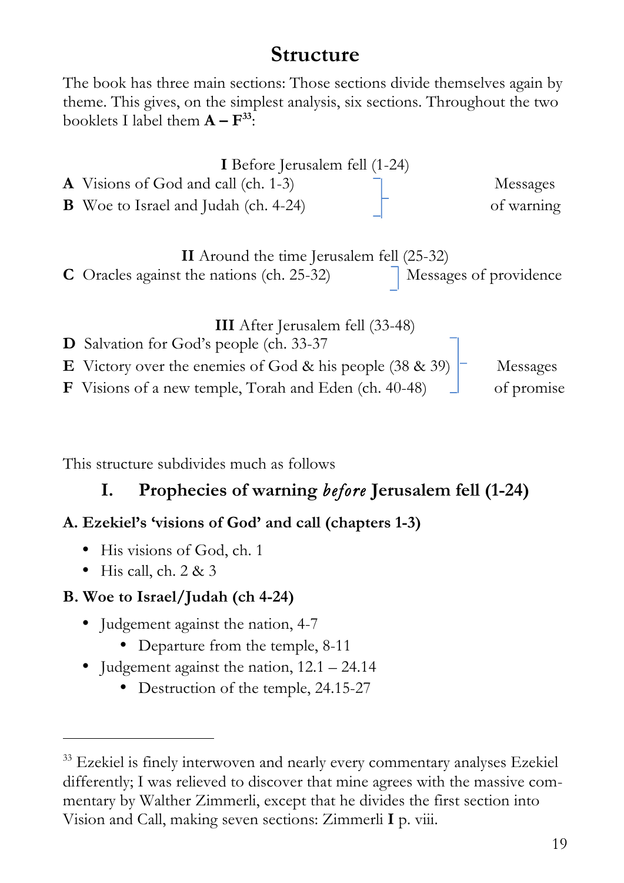# Structure

The book has three main sections: Those sections divide themselves again by theme. This gives, on the simplest analysis, six sections. Throughout the two booklets I label them **A – F**[33]:

**I** Before Jerusalem fell (1-24)

**A** Visions of God and call (ch. 1-3) — Messages of warning

**B** Woe to Israel and Judah (ch. 4-24)

**II** Around the time Jerusalem fell (25-32)

**C** Oracles against the nations (ch. 25-32) — Messages of providence

**III** After Jerusalem fell (33-48)

**D** Salvation for God's people (ch. 33-37

**E** Victory over the enemies of God & his people (38 & 39) — Messages of promise

**F** Visions of a new temple, Torah and Eden (ch. 40-48)

This structure subdivides much as follows

## I. Prophecies of warning *before* Jerusalem fell (1-24)

**A. Ezekiel's 'visions of God' and call (chapters 1-3)**

- His visions of God, ch. 1
- His call, ch. 2 & 3

**B. Woe to Israel/Judah (ch 4-24)**

- Judgement against the nation, 4-7
  - Departure from the temple, 8-11
- Judgement against the nation, 12.1 – 24.14
  - Destruction of the temple, 24.15-27

---

[33] Ezekiel is finely interwoven and nearly every commentary analyses Ezekiel differently; I was relieved to discover that mine agrees with the massive commentary by Walther Zimmerli, except that he divides the first section into Vision and Call, making seven sections: Zimmerli **I** p. viii.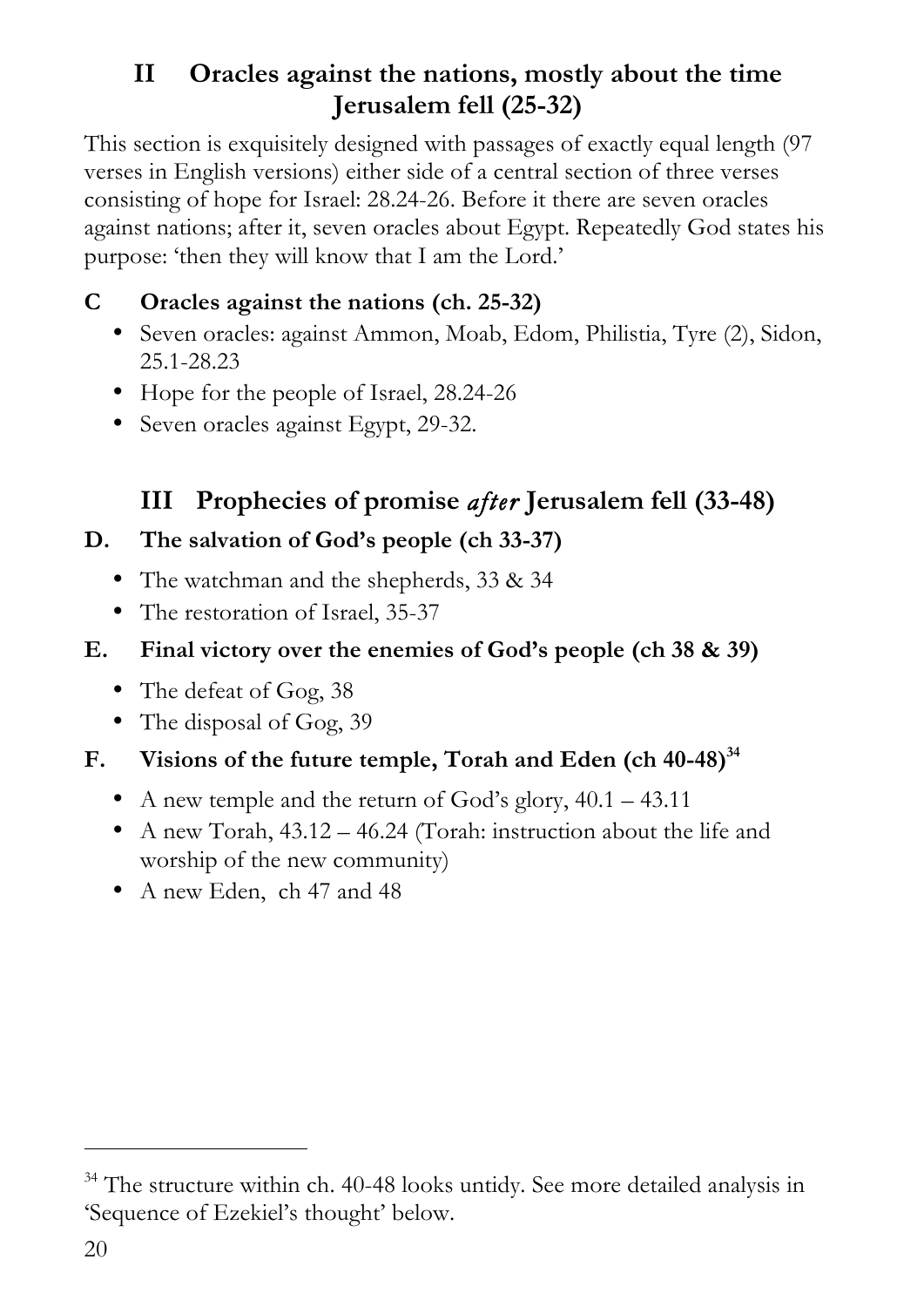## II Oracles against the nations, mostly about the time Jerusalem fell (25-32)

This section is exquisitely designed with passages of exactly equal length (97 verses in English versions) either side of a central section of three verses consisting of hope for Israel: 28.24-26. Before it there are seven oracles against nations; after it, seven oracles about Egypt. Repeatedly God states his purpose: 'then they will know that I am the Lord.'

### C Oracles against the nations (ch. 25-32)

- Seven oracles: against Ammon, Moab, Edom, Philistia, Tyre (2), Sidon, 25.1-28.23
- Hope for the people of Israel, 28.24-26
- Seven oracles against Egypt, 29-32.

## III Prophecies of promise *after* Jerusalem fell (33-48)

### D. The salvation of God's people (ch 33-37)

- The watchman and the shepherds, 33 & 34
- The restoration of Israel, 35-37

### E. Final victory over the enemies of God's people (ch 38 & 39)

- The defeat of Gog, 38
- The disposal of Gog, 39

### F. Visions of the future temple, Torah and Eden (ch 40-48)[34]

- A new temple and the return of God's glory, 40.1 – 43.11
- A new Torah, 43.12 – 46.24 (Torah: instruction about the life and worship of the new community)
- A new Eden, ch 47 and 48

---

[34] The structure within ch. 40-48 looks untidy. See more detailed analysis in 'Sequence of Ezekiel's thought' below.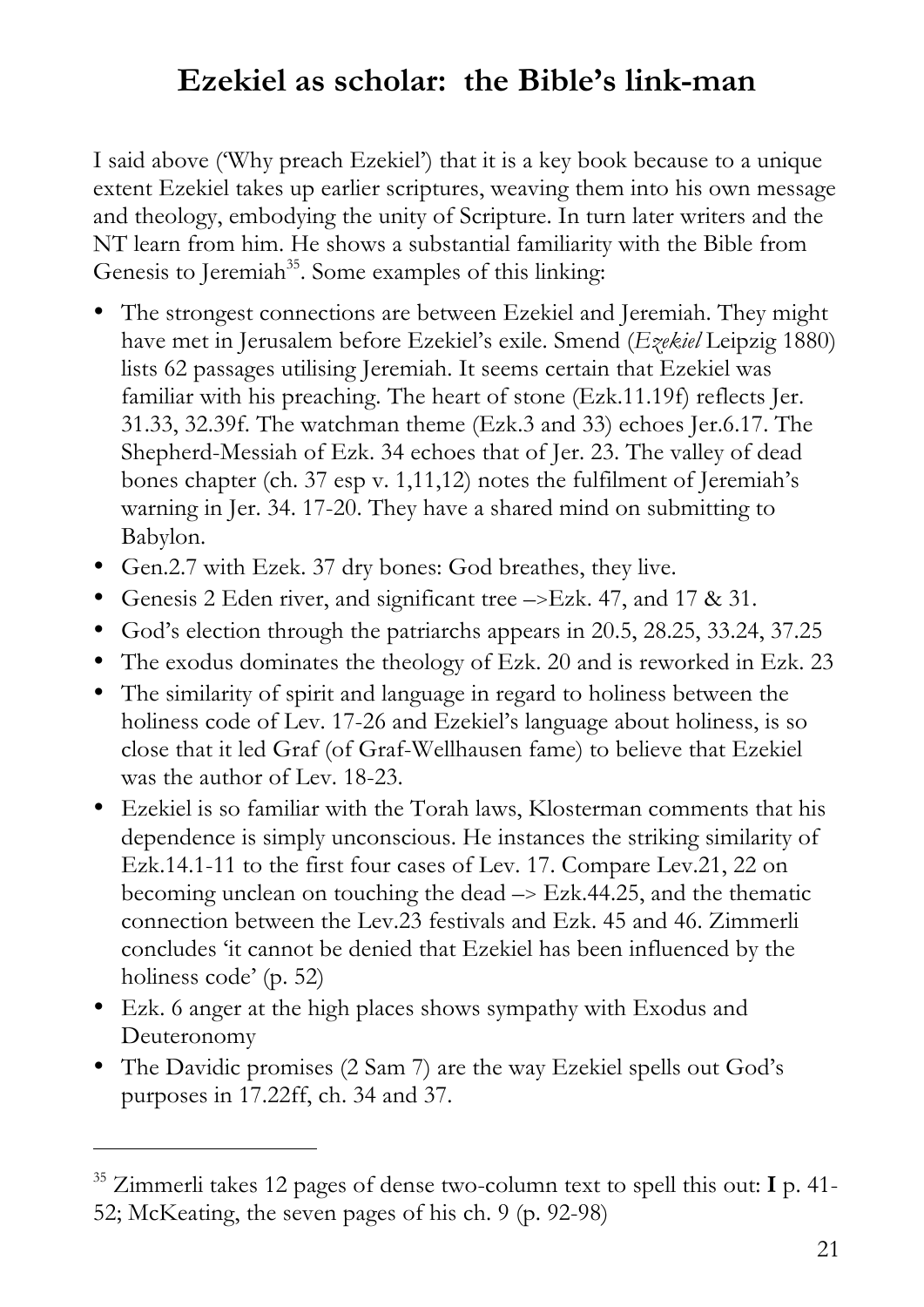# Ezekiel as scholar: the Bible's link-man

I said above ('Why preach Ezekiel') that it is a key book because to a unique extent Ezekiel takes up earlier scriptures, weaving them into his own message and theology, embodying the unity of Scripture. In turn later writers and the NT learn from him. He shows a substantial familiarity with the Bible from Genesis to Jeremiah[35]. Some examples of this linking:

- The strongest connections are between Ezekiel and Jeremiah. They might have met in Jerusalem before Ezekiel's exile. Smend (*Ezekiel* Leipzig 1880) lists 62 passages utilising Jeremiah. It seems certain that Ezekiel was familiar with his preaching. The heart of stone (Ezk.11.19f) reflects Jer. 31.33, 32.39f. The watchman theme (Ezk.3 and 33) echoes Jer.6.17. The Shepherd-Messiah of Ezk. 34 echoes that of Jer. 23. The valley of dead bones chapter (ch. 37 esp v. 1,11,12) notes the fulfilment of Jeremiah's warning in Jer. 34. 17-20. They have a shared mind on submitting to Babylon.
- Gen.2.7 with Ezek. 37 dry bones: God breathes, they live.
- Genesis 2 Eden river, and significant tree –>Ezk. 47, and 17 & 31.
- God's election through the patriarchs appears in 20.5, 28.25, 33.24, 37.25
- The exodus dominates the theology of Ezk. 20 and is reworked in Ezk. 23
- The similarity of spirit and language in regard to holiness between the holiness code of Lev. 17-26 and Ezekiel's language about holiness, is so close that it led Graf (of Graf-Wellhausen fame) to believe that Ezekiel was the author of Lev. 18-23.
- Ezekiel is so familiar with the Torah laws, Klosterman comments that his dependence is simply unconscious. He instances the striking similarity of Ezk.14.1-11 to the first four cases of Lev. 17. Compare Lev.21, 22 on becoming unclean on touching the dead –> Ezk.44.25, and the thematic connection between the Lev.23 festivals and Ezk. 45 and 46. Zimmerli concludes 'it cannot be denied that Ezekiel has been influenced by the holiness code' (p. 52)
- Ezk. 6 anger at the high places shows sympathy with Exodus and Deuteronomy
- The Davidic promises (2 Sam 7) are the way Ezekiel spells out God's purposes in 17.22ff, ch. 34 and 37.

---

[35] Zimmerli takes 12 pages of dense two-column text to spell this out: **I** p. 41-52; McKeating, the seven pages of his ch. 9 (p. 92-98)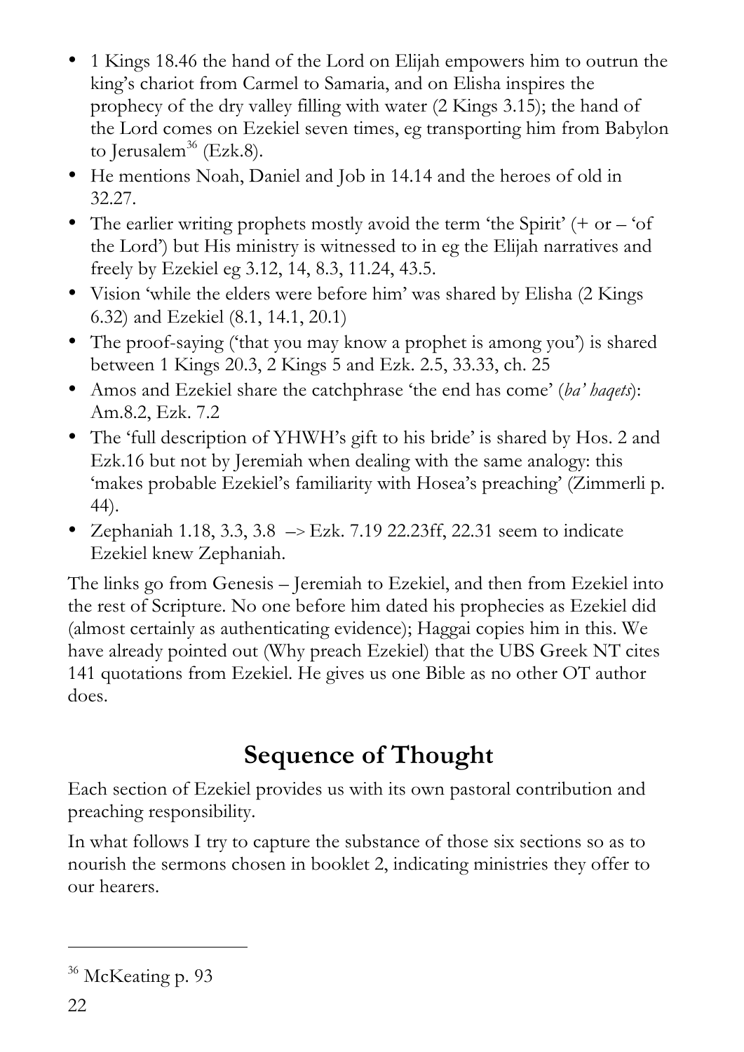- 1 Kings 18.46 the hand of the Lord on Elijah empowers him to outrun the king's chariot from Carmel to Samaria, and on Elisha inspires the prophecy of the dry valley filling with water (2 Kings 3.15); the hand of the Lord comes on Ezekiel seven times, eg transporting him from Babylon to Jerusalem[36] (Ezk.8).
- He mentions Noah, Daniel and Job in 14.14 and the heroes of old in 32.27.
- The earlier writing prophets mostly avoid the term 'the Spirit' (+ or – 'of the Lord') but His ministry is witnessed to in eg the Elijah narratives and freely by Ezekiel eg 3.12, 14, 8.3, 11.24, 43.5.
- Vision 'while the elders were before him' was shared by Elisha (2 Kings 6.32) and Ezekiel (8.1, 14.1, 20.1)
- The proof-saying ('that you may know a prophet is among you') is shared between 1 Kings 20.3, 2 Kings 5 and Ezk. 2.5, 33.33, ch. 25
- Amos and Ezekiel share the catchphrase 'the end has come' (*ba' haqets*): Am.8.2, Ezk. 7.2
- The 'full description of YHWH's gift to his bride' is shared by Hos. 2 and Ezk.16 but not by Jeremiah when dealing with the same analogy: this 'makes probable Ezekiel's familiarity with Hosea's preaching' (Zimmerli p. 44).
- Zephaniah 1.18, 3.3, 3.8 –> Ezk. 7.19 22.23ff, 22.31 seem to indicate Ezekiel knew Zephaniah.

The links go from Genesis – Jeremiah to Ezekiel, and then from Ezekiel into the rest of Scripture. No one before him dated his prophecies as Ezekiel did (almost certainly as authenticating evidence); Haggai copies him in this. We have already pointed out (Why preach Ezekiel) that the UBS Greek NT cites 141 quotations from Ezekiel. He gives us one Bible as no other OT author does.

## Sequence of Thought

Each section of Ezekiel provides us with its own pastoral contribution and preaching responsibility.

In what follows I try to capture the substance of those six sections so as to nourish the sermons chosen in booklet 2, indicating ministries they offer to our hearers.

[36] McKeating p. 93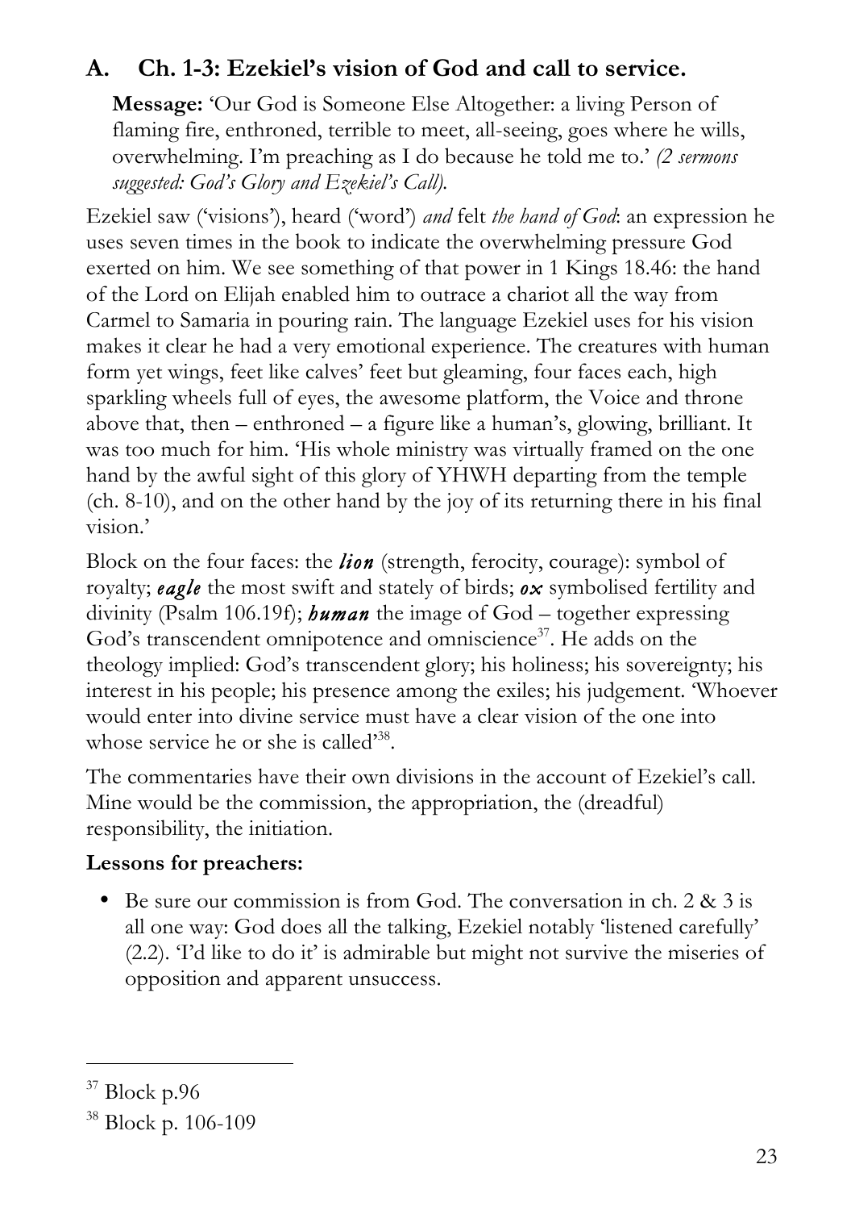## A. Ch. 1-3: Ezekiel's vision of God and call to service.

**Message:** 'Our God is Someone Else Altogether: a living Person of flaming fire, enthroned, terrible to meet, all-seeing, goes where he wills, overwhelming. I'm preaching as I do because he told me to.' *(2 sermons suggested: God's Glory and Ezekiel's Call).*

Ezekiel saw ('visions'), heard ('word') *and* felt *the hand of God*: an expression he uses seven times in the book to indicate the overwhelming pressure God exerted on him. We see something of that power in 1 Kings 18.46: the hand of the Lord on Elijah enabled him to outrace a chariot all the way from Carmel to Samaria in pouring rain. The language Ezekiel uses for his vision makes it clear he had a very emotional experience. The creatures with human form yet wings, feet like calves' feet but gleaming, four faces each, high sparkling wheels full of eyes, the awesome platform, the Voice and throne above that, then – enthroned – a figure like a human's, glowing, brilliant. It was too much for him. 'His whole ministry was virtually framed on the one hand by the awful sight of this glory of YHWH departing from the temple (ch. 8-10), and on the other hand by the joy of its returning there in his final vision.'

Block on the four faces: the ***lion*** (strength, ferocity, courage): symbol of royalty; ***eagle*** the most swift and stately of birds; ***ox*** symbolised fertility and divinity (Psalm 106.19f); ***human*** the image of God – together expressing God's transcendent omnipotence and omniscience[37]. He adds on the theology implied: God's transcendent glory; his holiness; his sovereignty; his interest in his people; his presence among the exiles; his judgement. 'Whoever would enter into divine service must have a clear vision of the one into whose service he or she is called'[38].

The commentaries have their own divisions in the account of Ezekiel's call. Mine would be the commission, the appropriation, the (dreadful) responsibility, the initiation.

**Lessons for preachers:**

- Be sure our commission is from God. The conversation in ch. 2 & 3 is all one way: God does all the talking, Ezekiel notably 'listened carefully' (2.2). 'I'd like to do it' is admirable but might not survive the miseries of opposition and apparent unsuccess.

---

[37] Block p.96

[38] Block p. 106-109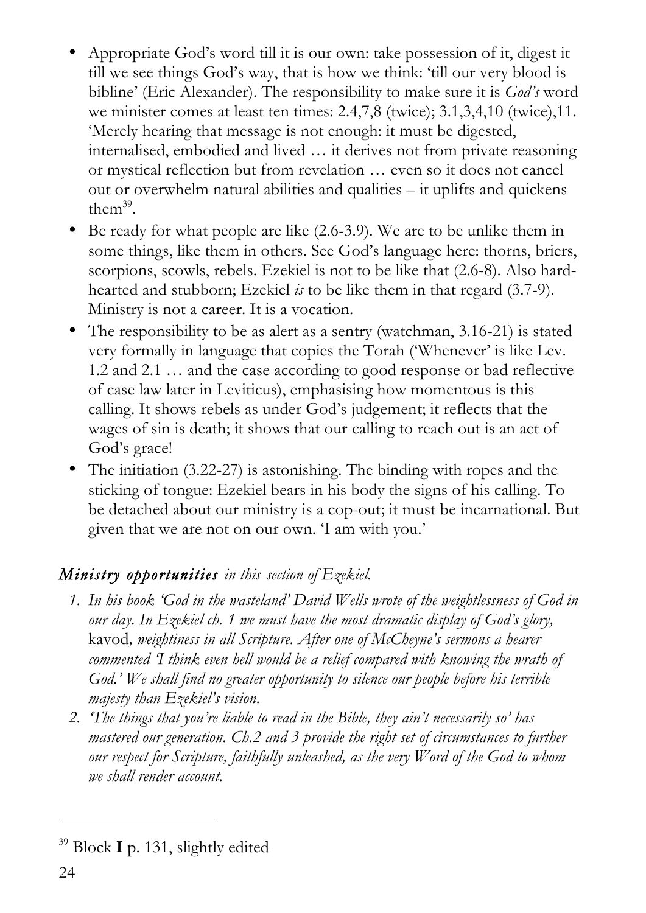- Appropriate God's word till it is our own: take possession of it, digest it till we see things God's way, that is how we think: 'till our very blood is bibline' (Eric Alexander). The responsibility to make sure it is *God's* word we minister comes at least ten times: 2.4,7,8 (twice); 3.1,3,4,10 (twice),11. 'Merely hearing that message is not enough: it must be digested, internalised, embodied and lived … it derives not from private reasoning or mystical reflection but from revelation … even so it does not cancel out or overwhelm natural abilities and qualities – it uplifts and quickens them[39].
- Be ready for what people are like (2.6-3.9). We are to be unlike them in some things, like them in others. See God's language here: thorns, briers, scorpions, scowls, rebels. Ezekiel is not to be like that (2.6-8). Also hard-hearted and stubborn; Ezekiel *is* to be like them in that regard (3.7-9). Ministry is not a career. It is a vocation.
- The responsibility to be as alert as a sentry (watchman, 3.16-21) is stated very formally in language that copies the Torah ('Whenever' is like Lev. 1.2 and 2.1 … and the case according to good response or bad reflective of case law later in Leviticus), emphasising how momentous is this calling. It shows rebels as under God's judgement; it reflects that the wages of sin is death; it shows that our calling to reach out is an act of God's grace!
- The initiation (3.22-27) is astonishing. The binding with ropes and the sticking of tongue: Ezekiel bears in his body the signs of his calling. To be detached about our ministry is a cop-out; it must be incarnational. But given that we are not on our own. 'I am with you.'

***Ministry opportunities*** *in this section of Ezekiel.*

1. *In his book 'God in the wasteland' David Wells wrote of the weightlessness of God in our day. In Ezekiel ch. 1 we must have the most dramatic display of God's glory,* kavod*, weightiness in all Scripture. After one of McCheyne's sermons a hearer commented 'I think even hell would be a relief compared with knowing the wrath of God.' We shall find no greater opportunity to silence our people before his terrible majesty than Ezekiel's vision.*
2. *'The things that you're liable to read in the Bible, they ain't necessarily so' has mastered our generation. Ch.2 and 3 provide the right set of circumstances to further our respect for Scripture, faithfully unleashed, as the very Word of the God to whom we shall render account.*

---

[39] Block **I** p. 131, slightly edited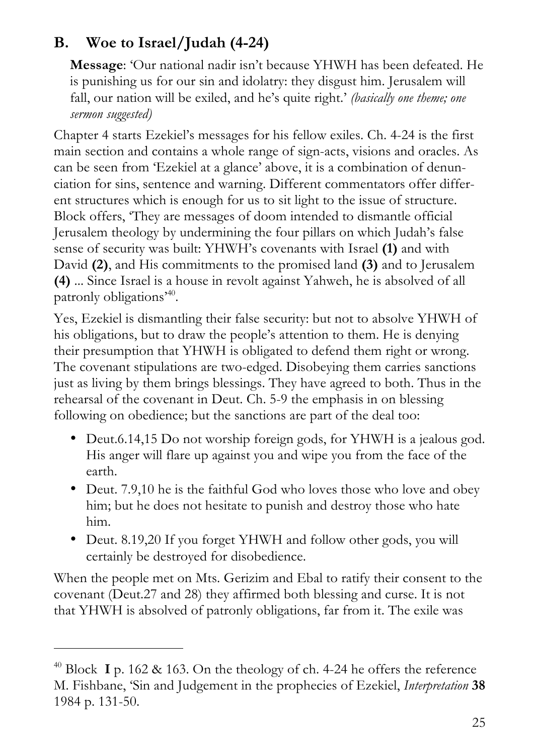## B. Woe to Israel/Judah (4-24)

**Message**: 'Our national nadir isn't because YHWH has been defeated. He is punishing us for our sin and idolatry: they disgust him. Jerusalem will fall, our nation will be exiled, and he's quite right.' *(basically one theme; one sermon suggested)*

Chapter 4 starts Ezekiel's messages for his fellow exiles. Ch. 4-24 is the first main section and contains a whole range of sign-acts, visions and oracles. As can be seen from 'Ezekiel at a glance' above, it is a combination of denunciation for sins, sentence and warning. Different commentators offer different structures which is enough for us to sit light to the issue of structure. Block offers, 'They are messages of doom intended to dismantle official Jerusalem theology by undermining the four pillars on which Judah's false sense of security was built: YHWH's covenants with Israel **(1)** and with David **(2)**, and His commitments to the promised land **(3)** and to Jerusalem **(4)** ... Since Israel is a house in revolt against Yahweh, he is absolved of all patronly obligations'[40].

Yes, Ezekiel is dismantling their false security: but not to absolve YHWH of his obligations, but to draw the people's attention to them. He is denying their presumption that YHWH is obligated to defend them right or wrong. The covenant stipulations are two-edged. Disobeying them carries sanctions just as living by them brings blessings. They have agreed to both. Thus in the rehearsal of the covenant in Deut. Ch. 5-9 the emphasis in on blessing following on obedience; but the sanctions are part of the deal too:

- Deut.6.14,15 Do not worship foreign gods, for YHWH is a jealous god. His anger will flare up against you and wipe you from the face of the earth.
- Deut. 7.9,10 he is the faithful God who loves those who love and obey him; but he does not hesitate to punish and destroy those who hate him.
- Deut. 8.19,20 If you forget YHWH and follow other gods, you will certainly be destroyed for disobedience.

When the people met on Mts. Gerizim and Ebal to ratify their consent to the covenant (Deut.27 and 28) they affirmed both blessing and curse. It is not that YHWH is absolved of patronly obligations, far from it. The exile was

---

[40] Block **I** p. 162 & 163. On the theology of ch. 4-24 he offers the reference M. Fishbane, 'Sin and Judgement in the prophecies of Ezekiel, *Interpretation* **38** 1984 p. 131-50.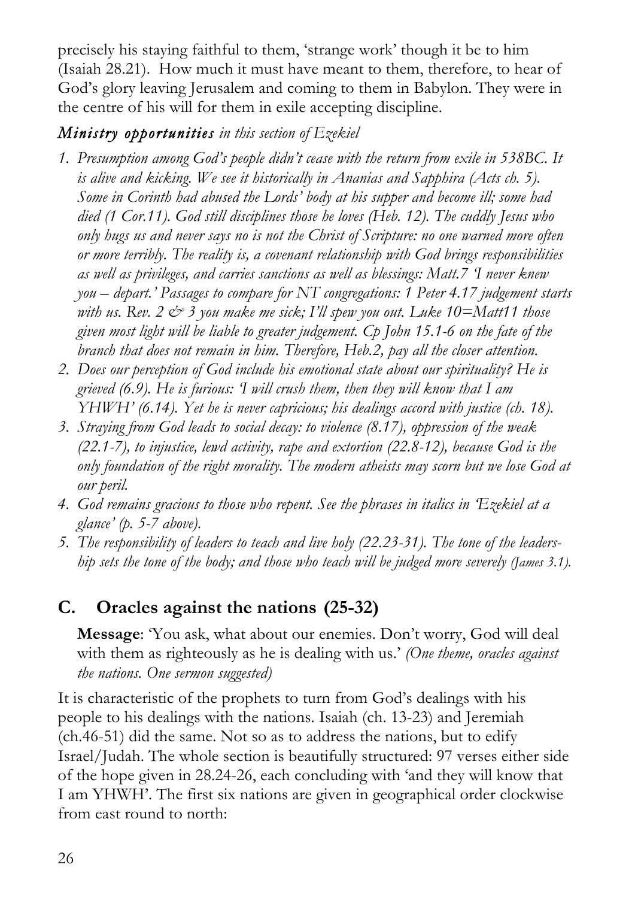precisely his staying faithful to them, 'strange work' though it be to him (Isaiah 28.21). How much it must have meant to them, therefore, to hear of God's glory leaving Jerusalem and coming to them in Babylon. They were in the centre of his will for them in exile accepting discipline.

***Ministry opportunities*** *in this section of Ezekiel*

1. *Presumption among God's people didn't cease with the return from exile in 538BC. It is alive and kicking. We see it historically in Ananias and Sapphira (Acts ch. 5). Some in Corinth had abused the Lords' body at his supper and become ill; some had died (1 Cor.11). God still disciplines those he loves (Heb. 12). The cuddly Jesus who only hugs us and never says no is not the Christ of Scripture: no one warned more often or more terribly. The reality is, a covenant relationship with God brings responsibilities as well as privileges, and carries sanctions as well as blessings: Matt.7 'I never knew you – depart.' Passages to compare for NT congregations: 1 Peter 4.17 judgement starts with us. Rev. 2 & 3 you make me sick; I'll spew you out. Luke 10=Matt11 those given most light will be liable to greater judgement. Cp John 15.1-6 on the fate of the branch that does not remain in him. Therefore, Heb.2, pay all the closer attention.*
2. *Does our perception of God include his emotional state about our spirituality? He is grieved (6.9). He is furious: 'I will crush them, then they will know that I am YHWH' (6.14). Yet he is never capricious; his dealings accord with justice (ch. 18).*
3. *Straying from God leads to social decay: to violence (8.17), oppression of the weak (22.1-7), to injustice, lewd activity, rape and extortion (22.8-12), because God is the only foundation of the right morality. The modern atheists may scorn but we lose God at our peril.*
4. *God remains gracious to those who repent. See the phrases in italics in 'Ezekiel at a glance' (p. 5-7 above).*
5. *The responsibility of leaders to teach and live holy (22.23-31). The tone of the leadership sets the tone of the body; and those who teach will be judged more severely (James 3.1).*

## C. Oracles against the nations (25-32)

**Message**: 'You ask, what about our enemies. Don't worry, God will deal with them as righteously as he is dealing with us.' *(One theme, oracles against the nations. One sermon suggested)*

It is characteristic of the prophets to turn from God's dealings with his people to his dealings with the nations. Isaiah (ch. 13-23) and Jeremiah (ch.46-51) did the same. Not so as to address the nations, but to edify Israel/Judah. The whole section is beautifully structured: 97 verses either side of the hope given in 28.24-26, each concluding with 'and they will know that I am YHWH'. The first six nations are given in geographical order clockwise from east round to north: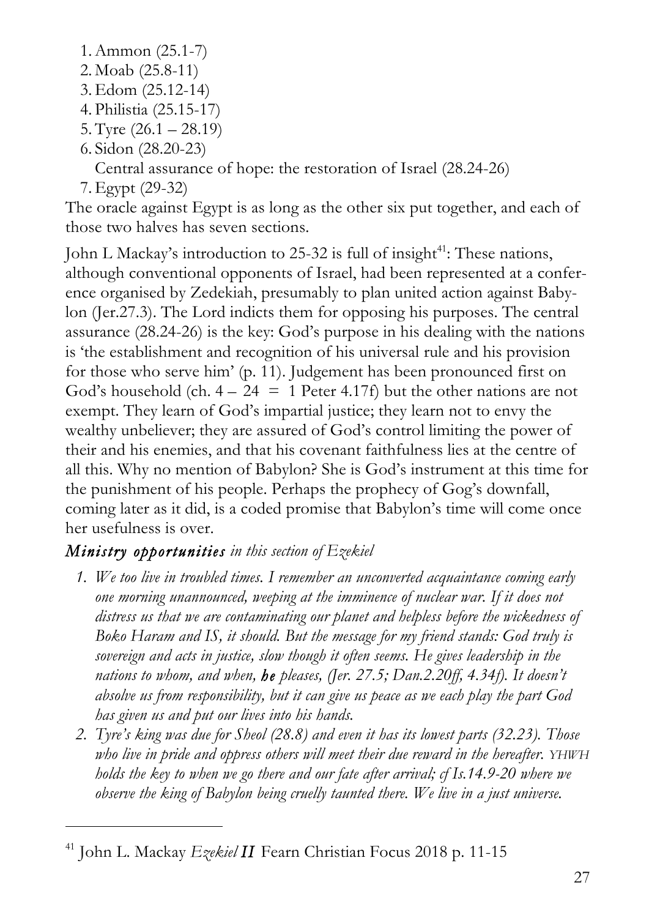1. Ammon (25.1-7)
2. Moab (25.8-11)
3. Edom (25.12-14)
4. Philistia (25.15-17)
5. Tyre (26.1 – 28.19)
6. Sidon (28.20-23)

   Central assurance of hope: the restoration of Israel (28.24-26)
7. Egypt (29-32)

The oracle against Egypt is as long as the other six put together, and each of those two halves has seven sections.

John L Mackay's introduction to 25-32 is full of insight[41]: These nations, although conventional opponents of Israel, had been represented at a conference organised by Zedekiah, presumably to plan united action against Babylon (Jer.27.3). The Lord indicts them for opposing his purposes. The central assurance (28.24-26) is the key: God's purpose in his dealing with the nations is 'the establishment and recognition of his universal rule and his provision for those who serve him' (p. 11). Judgement has been pronounced first on God's household (ch. 4 – 24 = 1 Peter 4.17f) but the other nations are not exempt. They learn of God's impartial justice; they learn not to envy the wealthy unbeliever; they are assured of God's control limiting the power of their and his enemies, and that his covenant faithfulness lies at the centre of all this. Why no mention of Babylon? She is God's instrument at this time for the punishment of his people. Perhaps the prophecy of Gog's downfall, coming later as it did, is a coded promise that Babylon's time will come once her usefulness is over.

***Ministry opportunities*** *in this section of Ezekiel*

1. *We too live in troubled times. I remember an unconverted acquaintance coming early one morning unannounced, weeping at the imminence of nuclear war. If it does not distress us that we are contaminating our planet and helpless before the wickedness of Boko Haram and IS, it should. But the message for my friend stands: God truly is sovereign and acts in justice, slow though it often seems. He gives leadership in the nations to whom, and when,* ***he*** *pleases, (Jer. 27.5; Dan.2.20ff, 4.34f). It doesn't absolve us from responsibility, but it can give us peace as we each play the part God has given us and put our lives into his hands.*
2. *Tyre's king was due for Sheol (28.8) and even it has its lowest parts (32.23). Those who live in pride and oppress others will meet their due reward in the hereafter. YHWH holds the key to when we go there and our fate after arrival; cf Is.14.9-20 where we observe the king of Babylon being cruelly taunted there. We live in a just universe.*

---

[41] John L. Mackay *Ezekiel II* Fearn Christian Focus 2018 p. 11-15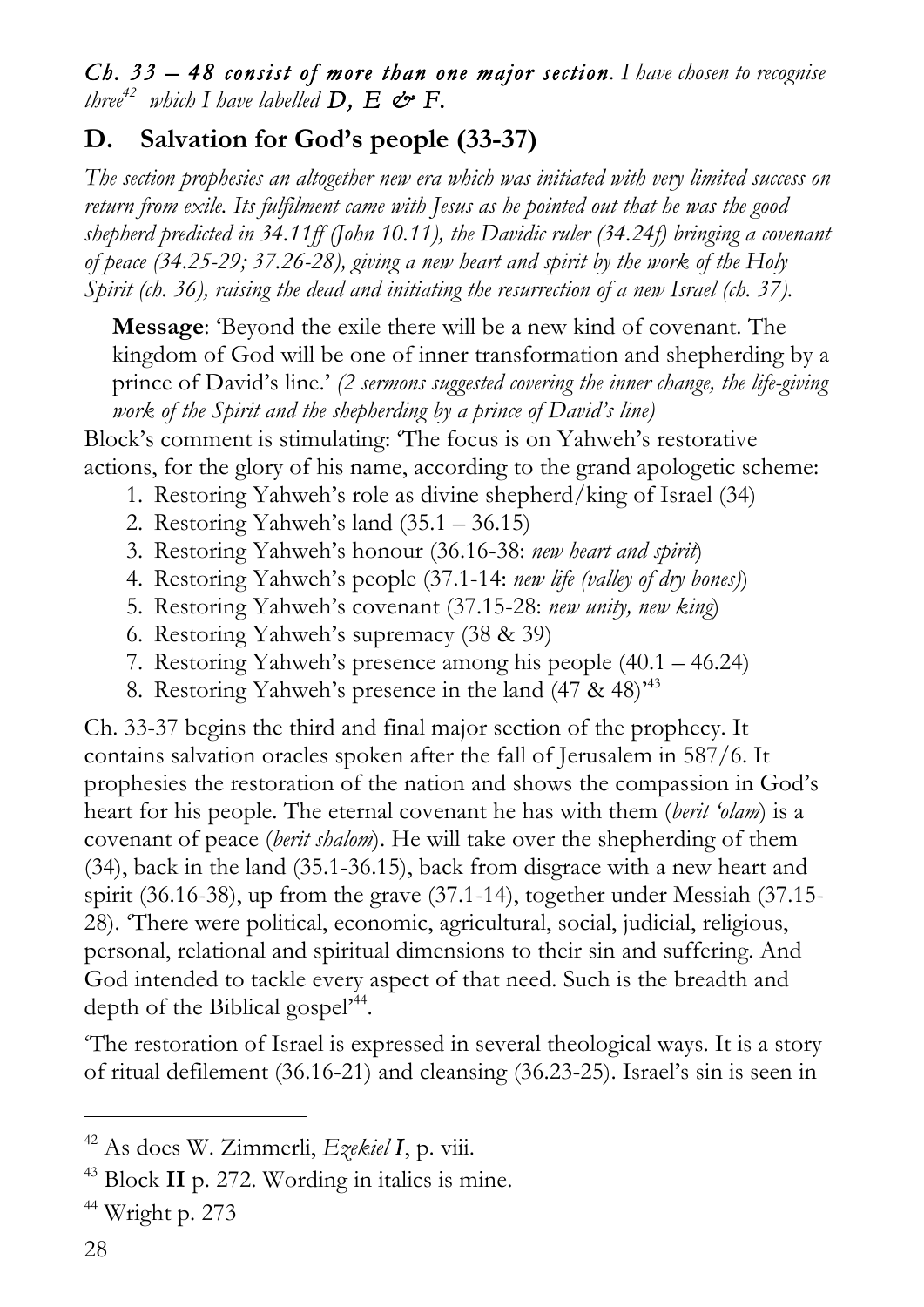***Ch. 33 – 48 consist of more than one major section****. I have chosen to recognise three*[42] *which I have labelled* ***D, E & F****.*

## D. Salvation for God's people (33-37)

*The section prophesies an altogether new era which was initiated with very limited success on return from exile. Its fulfilment came with Jesus as he pointed out that he was the good shepherd predicted in 34.11ff (John 10.11), the Davidic ruler (34.24f) bringing a covenant of peace (34.25-29; 37.26-28), giving a new heart and spirit by the work of the Holy Spirit (ch. 36), raising the dead and initiating the resurrection of a new Israel (ch. 37).*

> **Message**: 'Beyond the exile there will be a new kind of covenant. The kingdom of God will be one of inner transformation and shepherding by a prince of David's line.' *(2 sermons suggested covering the inner change, the life-giving work of the Spirit and the shepherding by a prince of David's line)*

Block's comment is stimulating: 'The focus is on Yahweh's restorative actions, for the glory of his name, according to the grand apologetic scheme:

1. Restoring Yahweh's role as divine shepherd/king of Israel (34)
2. Restoring Yahweh's land (35.1 – 36.15)
3. Restoring Yahweh's honour (36.16-38: *new heart and spirit*)
4. Restoring Yahweh's people (37.1-14: *new life (valley of dry bones)*)
5. Restoring Yahweh's covenant (37.15-28: *new unity, new king*)
6. Restoring Yahweh's supremacy (38 & 39)
7. Restoring Yahweh's presence among his people (40.1 – 46.24)
8. Restoring Yahweh's presence in the land (47 & 48)'[43]

Ch. 33-37 begins the third and final major section of the prophecy. It contains salvation oracles spoken after the fall of Jerusalem in 587/6. It prophesies the restoration of the nation and shows the compassion in God's heart for his people. The eternal covenant he has with them (*berit 'olam*) is a covenant of peace (*berit shalom*). He will take over the shepherding of them (34), back in the land (35.1-36.15), back from disgrace with a new heart and spirit (36.16-38), up from the grave (37.1-14), together under Messiah (37.15-28). 'There were political, economic, agricultural, social, judicial, religious, personal, relational and spiritual dimensions to their sin and suffering. And God intended to tackle every aspect of that need. Such is the breadth and depth of the Biblical gospel'[44].

'The restoration of Israel is expressed in several theological ways. It is a story of ritual defilement (36.16-21) and cleansing (36.23-25). Israel's sin is seen in

---

[42] As does W. Zimmerli, *Ezekiel I*, p. viii.

[43] Block **II** p. 272. Wording in italics is mine.

[44] Wright p. 273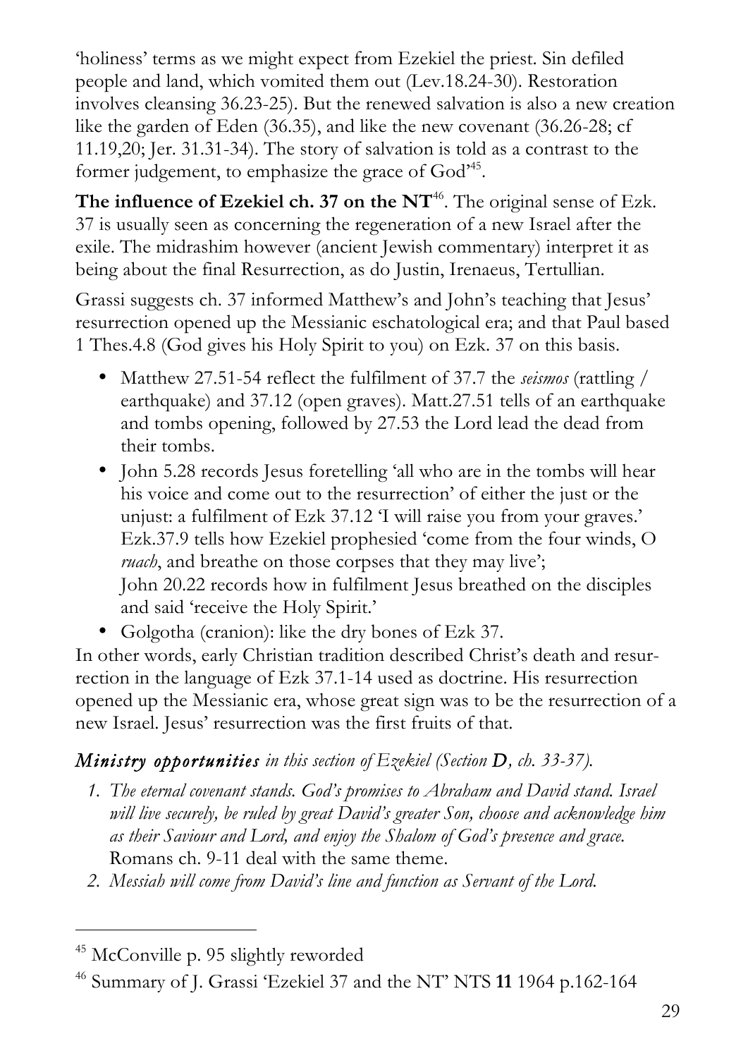'holiness' terms as we might expect from Ezekiel the priest. Sin defiled people and land, which vomited them out (Lev.18.24-30). Restoration involves cleansing 36.23-25). But the renewed salvation is also a new creation like the garden of Eden (36.35), and like the new covenant (36.26-28; cf 11.19,20; Jer. 31.31-34). The story of salvation is told as a contrast to the former judgement, to emphasize the grace of God'[45].

**The influence of Ezekiel ch. 37 on the NT**[46]. The original sense of Ezk. 37 is usually seen as concerning the regeneration of a new Israel after the exile. The midrashim however (ancient Jewish commentary) interpret it as being about the final Resurrection, as do Justin, Irenaeus, Tertullian.

Grassi suggests ch. 37 informed Matthew's and John's teaching that Jesus' resurrection opened up the Messianic eschatological era; and that Paul based 1 Thes.4.8 (God gives his Holy Spirit to you) on Ezk. 37 on this basis.

- Matthew 27.51-54 reflect the fulfilment of 37.7 the *seismos* (rattling / earthquake) and 37.12 (open graves). Matt.27.51 tells of an earthquake and tombs opening, followed by 27.53 the Lord lead the dead from their tombs.
- John 5.28 records Jesus foretelling 'all who are in the tombs will hear his voice and come out to the resurrection' of either the just or the unjust: a fulfilment of Ezk 37.12 'I will raise you from your graves.' Ezk.37.9 tells how Ezekiel prophesied 'come from the four winds, O *ruach*, and breathe on those corpses that they may live'; John 20.22 records how in fulfilment Jesus breathed on the disciples and said 'receive the Holy Spirit.'
- Golgotha (cranion): like the dry bones of Ezk 37.

In other words, early Christian tradition described Christ's death and resurrection in the language of Ezk 37.1-14 used as doctrine. His resurrection opened up the Messianic era, whose great sign was to be the resurrection of a new Israel. Jesus' resurrection was the first fruits of that.

### ***Ministry opportunities** in this section of Ezekiel (Section **D**, ch. 33-37).*

1. *The eternal covenant stands. God's promises to Abraham and David stand. Israel will live securely, be ruled by great David's greater Son, choose and acknowledge him as their Saviour and Lord, and enjoy the Shalom of God's presence and grace.* Romans ch. 9-11 deal with the same theme.
2. *Messiah will come from David's line and function as Servant of the Lord.*

---

[45] McConville p. 95 slightly reworded

[46] Summary of J. Grassi 'Ezekiel 37 and the NT' NTS **11** 1964 p.162-164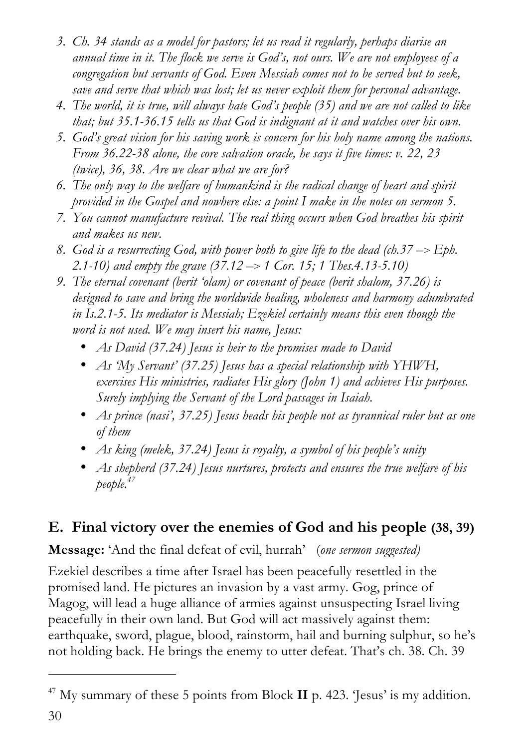3. *Ch. 34 stands as a model for pastors; let us read it regularly, perhaps diarise an annual time in it. The flock we serve is God's, not ours. We are not employees of a congregation but servants of God. Even Messiah comes not to be served but to seek, save and serve that which was lost; let us never exploit them for personal advantage.*
4. *The world, it is true, will always hate God's people (35) and we are not called to like that; but 35.1-36.15 tells us that God is indignant at it and watches over his own.*
5. *God's great vision for his saving work is concern for his holy name among the nations. From 36.22-38 alone, the core salvation oracle, he says it five times: v. 22, 23 (twice), 36, 38. Are we clear what we are for?*
6. *The only way to the welfare of humankind is the radical change of heart and spirit provided in the Gospel and nowhere else: a point I make in the notes on sermon 5.*
7. *You cannot manufacture revival. The real thing occurs when God breathes his spirit and makes us new.*
8. *God is a resurrecting God, with power both to give life to the dead (ch.37 –> Eph. 2.1-10) and empty the grave (37.12 –> 1 Cor. 15; 1 Thes.4.13-5.10)*
9. *The eternal covenant (berit 'olam) or covenant of peace (berit shalom, 37.26) is designed to save and bring the worldwide healing, wholeness and harmony adumbrated in Is.2.1-5. Its mediator is Messiah; Ezekiel certainly means this even though the word is not used. We may insert his name, Jesus:*
   - *As David (37.24) Jesus is heir to the promises made to David*
   - *As 'My Servant' (37.25) Jesus has a special relationship with YHWH, exercises His ministries, radiates His glory (John 1) and achieves His purposes. Surely implying the Servant of the Lord passages in Isaiah.*
   - *As prince (nasi', 37.25) Jesus heads his people not as tyrannical ruler but as one of them*
   - *As king (melek, 37.24) Jesus is royalty, a symbol of his people's unity*
   - *As shepherd (37.24) Jesus nurtures, protects and ensures the true welfare of his people.*[47]

## E. Final victory over the enemies of God and his people (38, 39)

**Message:** 'And the final defeat of evil, hurrah' (*one sermon suggested*)

Ezekiel describes a time after Israel has been peacefully resettled in the promised land. He pictures an invasion by a vast army. Gog, prince of Magog, will lead a huge alliance of armies against unsuspecting Israel living peacefully in their own land. But God will act massively against them: earthquake, sword, plague, blood, rainstorm, hail and burning sulphur, so he's not holding back. He brings the enemy to utter defeat. That's ch. 38. Ch. 39

[47] My summary of these 5 points from Block **II** p. 423. 'Jesus' is my addition.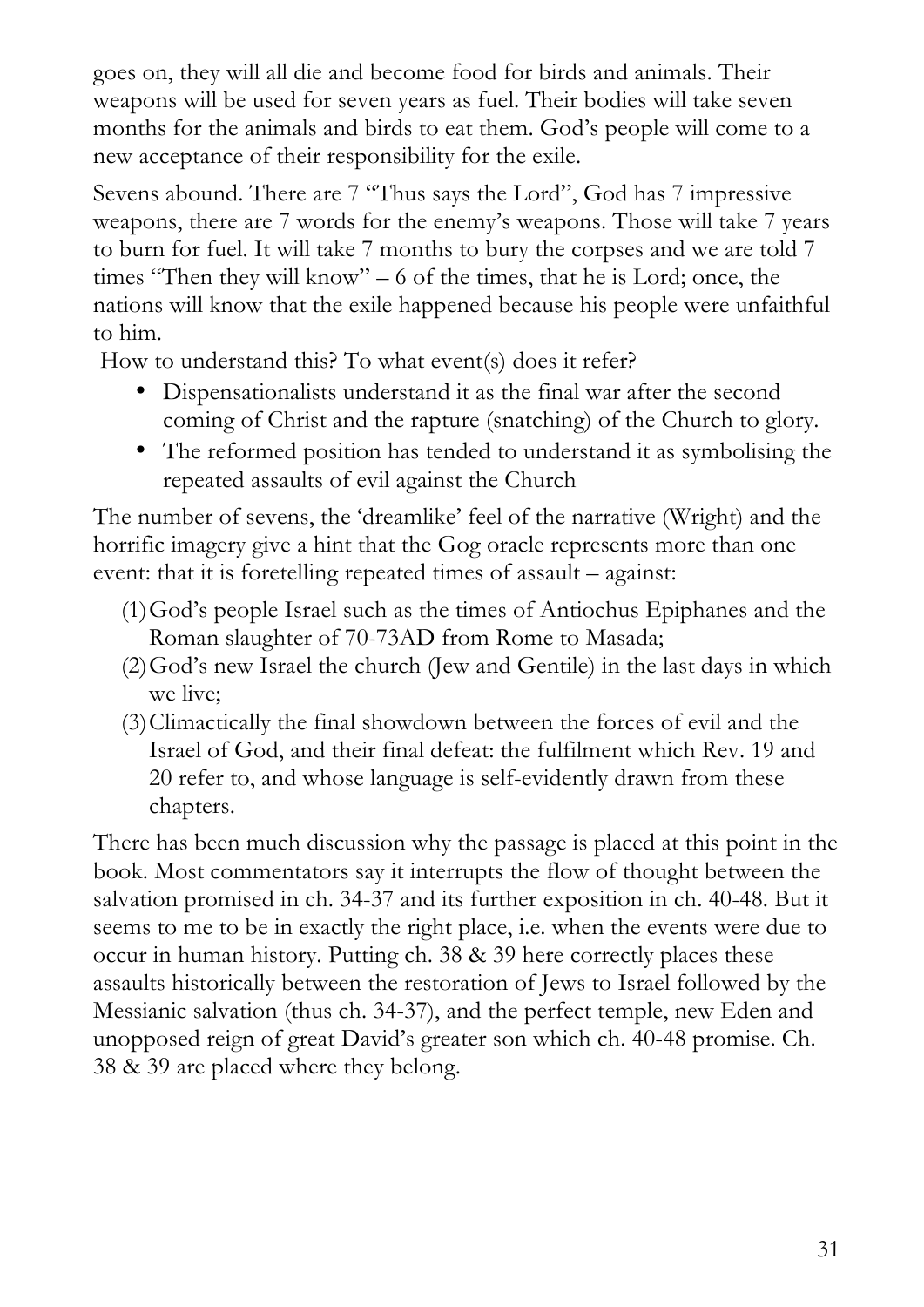goes on, they will all die and become food for birds and animals. Their weapons will be used for seven years as fuel. Their bodies will take seven months for the animals and birds to eat them. God's people will come to a new acceptance of their responsibility for the exile.

Sevens abound. There are 7 "Thus says the Lord", God has 7 impressive weapons, there are 7 words for the enemy's weapons. Those will take 7 years to burn for fuel. It will take 7 months to bury the corpses and we are told 7 times "Then they will know" – 6 of the times, that he is Lord; once, the nations will know that the exile happened because his people were unfaithful to him.

How to understand this? To what event(s) does it refer?

- Dispensationalists understand it as the final war after the second coming of Christ and the rapture (snatching) of the Church to glory.
- The reformed position has tended to understand it as symbolising the repeated assaults of evil against the Church

The number of sevens, the 'dreamlike' feel of the narrative (Wright) and the horrific imagery give a hint that the Gog oracle represents more than one event: that it is foretelling repeated times of assault – against:

(1) God's people Israel such as the times of Antiochus Epiphanes and the Roman slaughter of 70-73AD from Rome to Masada;
(2) God's new Israel the church (Jew and Gentile) in the last days in which we live;
(3) Climactically the final showdown between the forces of evil and the Israel of God, and their final defeat: the fulfilment which Rev. 19 and 20 refer to, and whose language is self-evidently drawn from these chapters.

There has been much discussion why the passage is placed at this point in the book. Most commentators say it interrupts the flow of thought between the salvation promised in ch. 34-37 and its further exposition in ch. 40-48. But it seems to me to be in exactly the right place, i.e. when the events were due to occur in human history. Putting ch. 38 & 39 here correctly places these assaults historically between the restoration of Jews to Israel followed by the Messianic salvation (thus ch. 34-37), and the perfect temple, new Eden and unopposed reign of great David's greater son which ch. 40-48 promise. Ch. 38 & 39 are placed where they belong.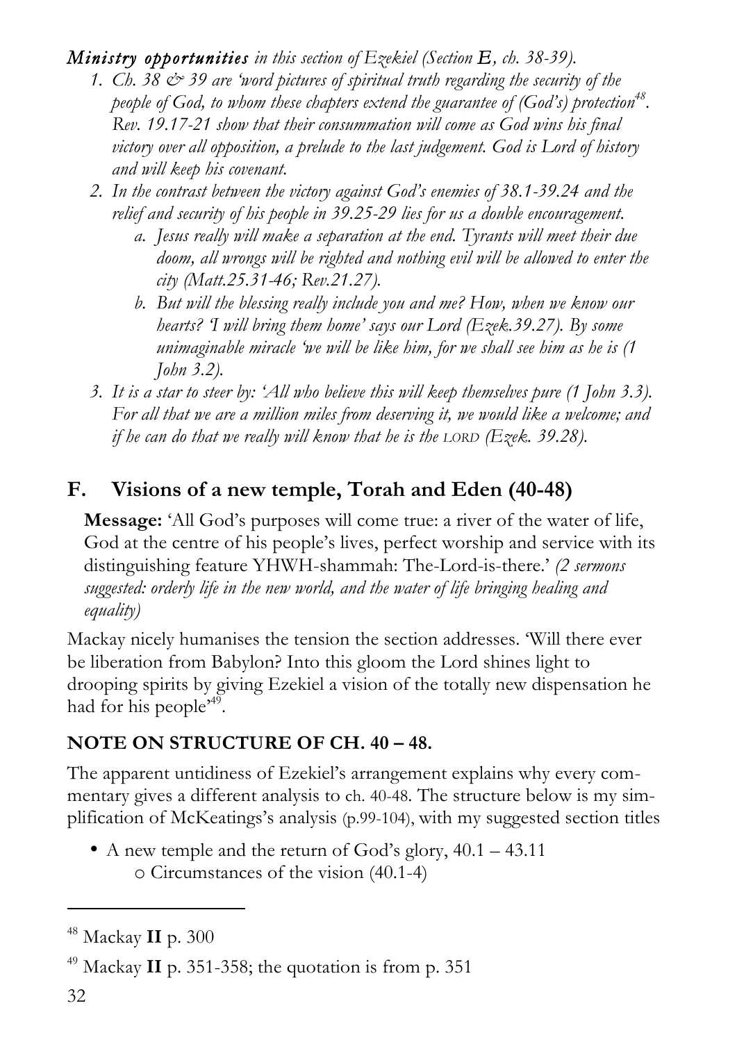***Ministry opportunities** in this section of Ezekiel (Section E, ch. 38-39).*

1. *Ch. 38 & 39 are 'word pictures of spiritual truth regarding the security of the people of God, to whom these chapters extend the guarantee of (God's) protection*[48]*. Rev. 19.17-21 show that their consummation will come as God wins his final victory over all opposition, a prelude to the last judgement. God is Lord of history and will keep his covenant.*
2. *In the contrast between the victory against God's enemies of 38.1-39.24 and the relief and security of his people in 39.25-29 lies for us a double encouragement.*
   a. *Jesus really will make a separation at the end. Tyrants will meet their due doom, all wrongs will be righted and nothing evil will be allowed to enter the city (Matt.25.31-46; Rev.21.27).*
   b. *But will the blessing really include you and me? How, when we know our hearts? 'I will bring them home' says our Lord (Ezek.39.27). By some unimaginable miracle 'we will be like him, for we shall see him as he is (1 John 3.2).*
3. *It is a star to steer by: 'All who believe this will keep themselves pure (1 John 3.3). For all that we are a million miles from deserving it, we would like a welcome; and if he can do that we really will know that he is the LORD (Ezek. 39.28).*

## F. Visions of a new temple, Torah and Eden (40-48)

**Message:** 'All God's purposes will come true: a river of the water of life, God at the centre of his people's lives, perfect worship and service with its distinguishing feature YHWH-shammah: The-Lord-is-there.' *(2 sermons suggested: orderly life in the new world, and the water of life bringing healing and equality)*

Mackay nicely humanises the tension the section addresses. 'Will there ever be liberation from Babylon? Into this gloom the Lord shines light to drooping spirits by giving Ezekiel a vision of the totally new dispensation he had for his people'[49].

### NOTE ON STRUCTURE OF CH. 40 – 48.

The apparent untidiness of Ezekiel's arrangement explains why every commentary gives a different analysis to ch. 40-48. The structure below is my simplification of McKeatings's analysis (p.99-104), with my suggested section titles

- A new temple and the return of God's glory, 40.1 – 43.11
  - Circumstances of the vision (40.1-4)

[48] Mackay **II** p. 300

[49] Mackay **II** p. 351-358; the quotation is from p. 351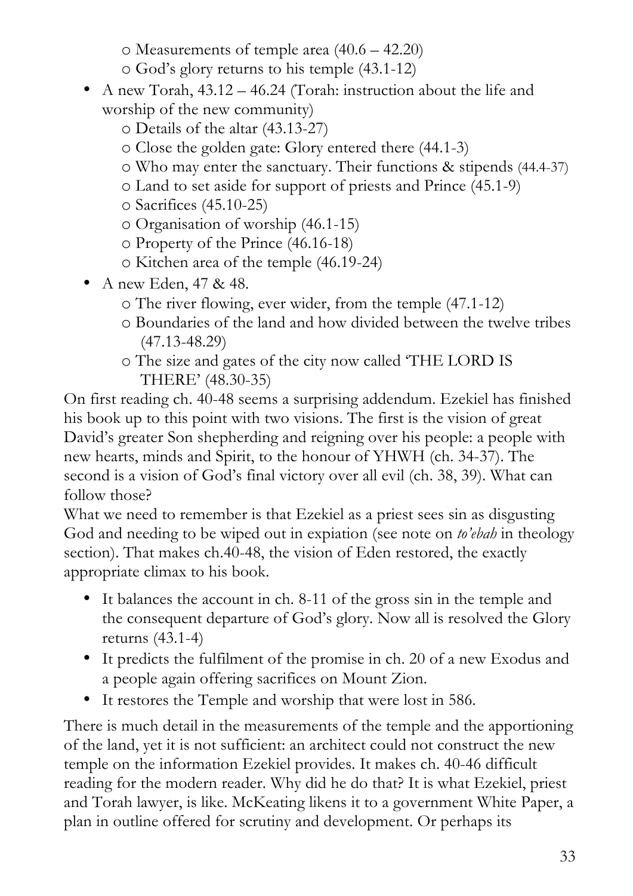- Measurements of temple area (40.6 – 42.20)
  - God's glory returns to his temple (43.1-12)
- A new Torah, 43.12 – 46.24 (Torah: instruction about the life and worship of the new community)
  - Details of the altar (43.13-27)
  - Close the golden gate: Glory entered there (44.1-3)
  - Who may enter the sanctuary. Their functions & stipends (44.4-37)
  - Land to set aside for support of priests and Prince (45.1-9)
  - Sacrifices (45.10-25)
  - Organisation of worship (46.1-15)
  - Property of the Prince (46.16-18)
  - Kitchen area of the temple (46.19-24)
- A new Eden, 47 & 48.
  - The river flowing, ever wider, from the temple (47.1-12)
  - Boundaries of the land and how divided between the twelve tribes (47.13-48.29)
  - The size and gates of the city now called 'THE LORD IS THERE' (48.30-35)

On first reading ch. 40-48 seems a surprising addendum. Ezekiel has finished his book up to this point with two visions. The first is the vision of great David's greater Son shepherding and reigning over his people: a people with new hearts, minds and Spirit, to the honour of YHWH (ch. 34-37). The second is a vision of God's final victory over all evil (ch. 38, 39). What can follow those?

What we need to remember is that Ezekiel as a priest sees sin as disgusting God and needing to be wiped out in expiation (see note on *to'ebah* in theology section). That makes ch.40-48, the vision of Eden restored, the exactly appropriate climax to his book.

- It balances the account in ch. 8-11 of the gross sin in the temple and the consequent departure of God's glory. Now all is resolved the Glory returns (43.1-4)
- It predicts the fulfilment of the promise in ch. 20 of a new Exodus and a people again offering sacrifices on Mount Zion.
- It restores the Temple and worship that were lost in 586.

There is much detail in the measurements of the temple and the apportioning of the land, yet it is not sufficient: an architect could not construct the new temple on the information Ezekiel provides. It makes ch. 40-46 difficult reading for the modern reader. Why did he do that? It is what Ezekiel, priest and Torah lawyer, is like. McKeating likens it to a government White Paper, a plan in outline offered for scrutiny and development. Or perhaps its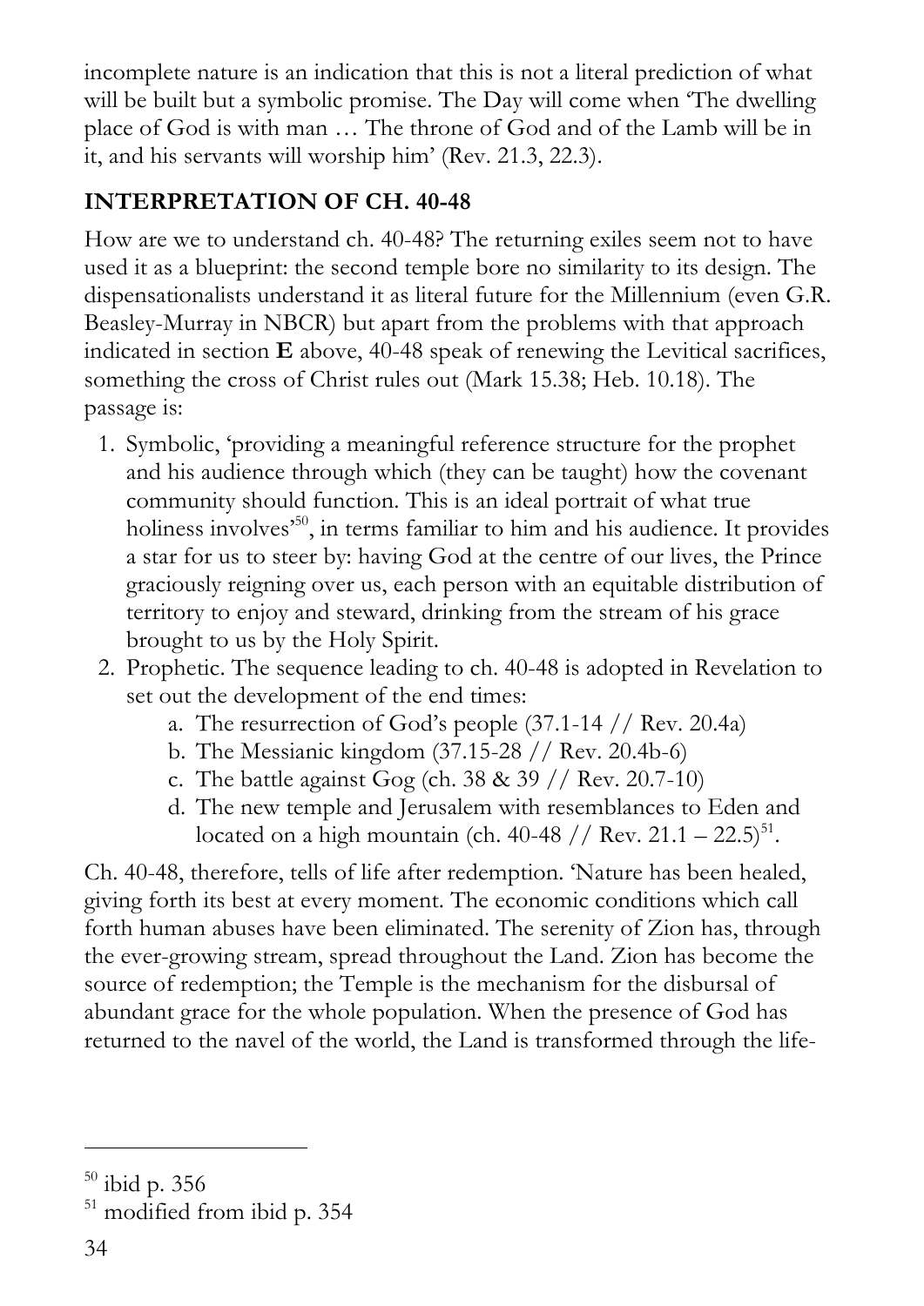incomplete nature is an indication that this is not a literal prediction of what will be built but a symbolic promise. The Day will come when 'The dwelling place of God is with man … The throne of God and of the Lamb will be in it, and his servants will worship him' (Rev. 21.3, 22.3).

## INTERPRETATION OF CH. 40-48

How are we to understand ch. 40-48? The returning exiles seem not to have used it as a blueprint: the second temple bore no similarity to its design. The dispensationalists understand it as literal future for the Millennium (even G.R. Beasley-Murray in NBCR) but apart from the problems with that approach indicated in section **E** above, 40-48 speak of renewing the Levitical sacrifices, something the cross of Christ rules out (Mark 15.38; Heb. 10.18). The passage is:

1. Symbolic, 'providing a meaningful reference structure for the prophet and his audience through which (they can be taught) how the covenant community should function. This is an ideal portrait of what true holiness involves'[50], in terms familiar to him and his audience. It provides a star for us to steer by: having God at the centre of our lives, the Prince graciously reigning over us, each person with an equitable distribution of territory to enjoy and steward, drinking from the stream of his grace brought to us by the Holy Spirit.
2. Prophetic. The sequence leading to ch. 40-48 is adopted in Revelation to set out the development of the end times:
    a. The resurrection of God's people (37.1-14 // Rev. 20.4a)
    b. The Messianic kingdom (37.15-28 // Rev. 20.4b-6)
    c. The battle against Gog (ch. 38 & 39 // Rev. 20.7-10)
    d. The new temple and Jerusalem with resemblances to Eden and located on a high mountain (ch. 40-48 // Rev. 21.1 – 22.5)[51].

Ch. 40-48, therefore, tells of life after redemption. 'Nature has been healed, giving forth its best at every moment. The economic conditions which call forth human abuses have been eliminated. The serenity of Zion has, through the ever-growing stream, spread throughout the Land. Zion has become the source of redemption; the Temple is the mechanism for the disbursal of abundant grace for the whole population. When the presence of God has returned to the navel of the world, the Land is transformed through the life-

[50] ibid p. 356

[51] modified from ibid p. 354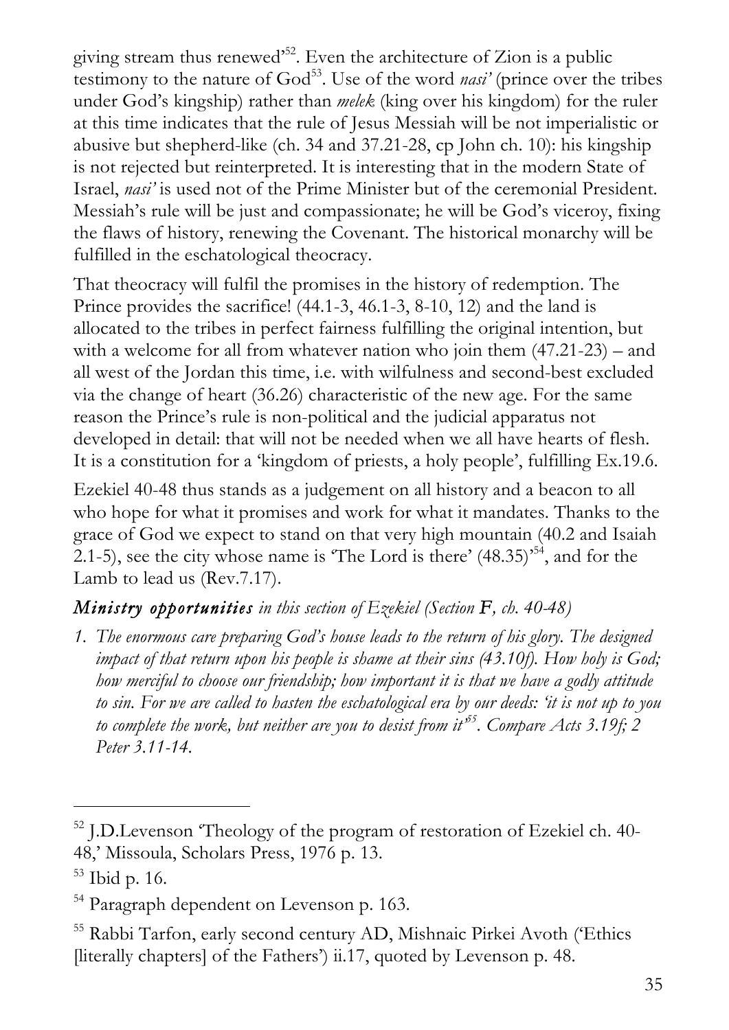giving stream thus renewed'[52]. Even the architecture of Zion is a public testimony to the nature of God[53]. Use of the word *nasi'* (prince over the tribes under God's kingship) rather than *melek* (king over his kingdom) for the ruler at this time indicates that the rule of Jesus Messiah will be not imperialistic or abusive but shepherd-like (ch. 34 and 37.21-28, cp John ch. 10): his kingship is not rejected but reinterpreted. It is interesting that in the modern State of Israel, *nasi'* is used not of the Prime Minister but of the ceremonial President. Messiah's rule will be just and compassionate; he will be God's viceroy, fixing the flaws of history, renewing the Covenant. The historical monarchy will be fulfilled in the eschatological theocracy.

That theocracy will fulfil the promises in the history of redemption. The Prince provides the sacrifice! (44.1-3, 46.1-3, 8-10, 12) and the land is allocated to the tribes in perfect fairness fulfilling the original intention, but with a welcome for all from whatever nation who join them (47.21-23) – and all west of the Jordan this time, i.e. with wilfulness and second-best excluded via the change of heart (36.26) characteristic of the new age. For the same reason the Prince's rule is non-political and the judicial apparatus not developed in detail: that will not be needed when we all have hearts of flesh. It is a constitution for a 'kingdom of priests, a holy people', fulfilling Ex.19.6.

Ezekiel 40-48 thus stands as a judgement on all history and a beacon to all who hope for what it promises and work for what it mandates. Thanks to the grace of God we expect to stand on that very high mountain (40.2 and Isaiah 2.1-5), see the city whose name is 'The Lord is there' (48.35)'[54], and for the Lamb to lead us (Rev.7.17).

***Ministry opportunities*** *in this section of Ezekiel (Section **F**, ch. 40-48)*

1. *The enormous care preparing God's house leads to the return of his glory. The designed impact of that return upon his people is shame at their sins (43.10f). How holy is God; how merciful to choose our friendship; how important it is that we have a godly attitude to sin. For we are called to hasten the eschatological era by our deeds: 'it is not up to you to complete the work, but neither are you to desist from it'[55]. Compare Acts 3.19f; 2 Peter 3.11-14.*

---

[52] J.D.Levenson 'Theology of the program of restoration of Ezekiel ch. 40-48,' Missoula, Scholars Press, 1976 p. 13.

[53] Ibid p. 16.

[54] Paragraph dependent on Levenson p. 163.

[55] Rabbi Tarfon, early second century AD, Mishnaic Pirkei Avoth ('Ethics [literally chapters] of the Fathers') ii.17, quoted by Levenson p. 48.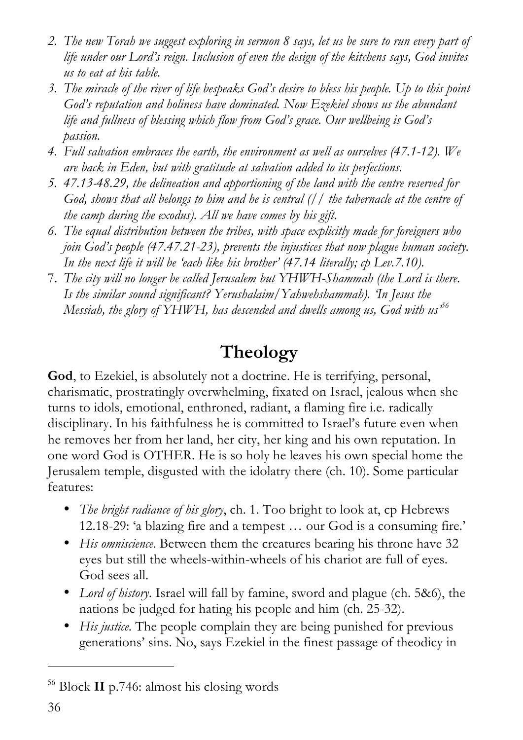2. *The new Torah we suggest exploring in sermon 8 says, let us be sure to run every part of life under our Lord's reign. Inclusion of even the design of the kitchens says, God invites us to eat at his table.*
3. *The miracle of the river of life bespeaks God's desire to bless his people. Up to this point God's reputation and holiness have dominated. Now Ezekiel shows us the abundant life and fullness of blessing which flow from God's grace. Our wellbeing is God's passion.*
4. *Full salvation embraces the earth, the environment as well as ourselves (47.1-12). We are back in Eden, but with gratitude at salvation added to its perfections.*
5. *47.13-48.29, the delineation and apportioning of the land with the centre reserved for God, shows that all belongs to him and he is central (// the tabernacle at the centre of the camp during the exodus). All we have comes by his gift.*
6. *The equal distribution between the tribes, with space explicitly made for foreigners who join God's people (47.47.21-23), prevents the injustices that now plague human society. In the next life it will be 'each like his brother' (47.14 literally; cp Lev.7.10).*
7. *The city will no longer be called Jerusalem but YHWH-Shammah (the Lord is there. Is the similar sound significant? Yerushalaim/Yahwehshammah). 'In Jesus the Messiah, the glory of YHWH, has descended and dwells among us, God with us'*[56]

# Theology

**God**, to Ezekiel, is absolutely not a doctrine. He is terrifying, personal, charismatic, prostratingly overwhelming, fixated on Israel, jealous when she turns to idols, emotional, enthroned, radiant, a flaming fire i.e. radically disciplinary. In his faithfulness he is committed to Israel's future even when he removes her from her land, her city, her king and his own reputation. In one word God is OTHER. He is so holy he leaves his own special home the Jerusalem temple, disgusted with the idolatry there (ch. 10). Some particular features:

- *The bright radiance of his glory*, ch. 1. Too bright to look at, cp Hebrews 12.18-29: 'a blazing fire and a tempest … our God is a consuming fire.'
- *His omniscience*. Between them the creatures bearing his throne have 32 eyes but still the wheels-within-wheels of his chariot are full of eyes. God sees all.
- *Lord of history*. Israel will fall by famine, sword and plague (ch. 5&6), the nations be judged for hating his people and him (ch. 25-32).
- *His justice*. The people complain they are being punished for previous generations' sins. No, says Ezekiel in the finest passage of theodicy in

[56] Block **II** p.746: almost his closing words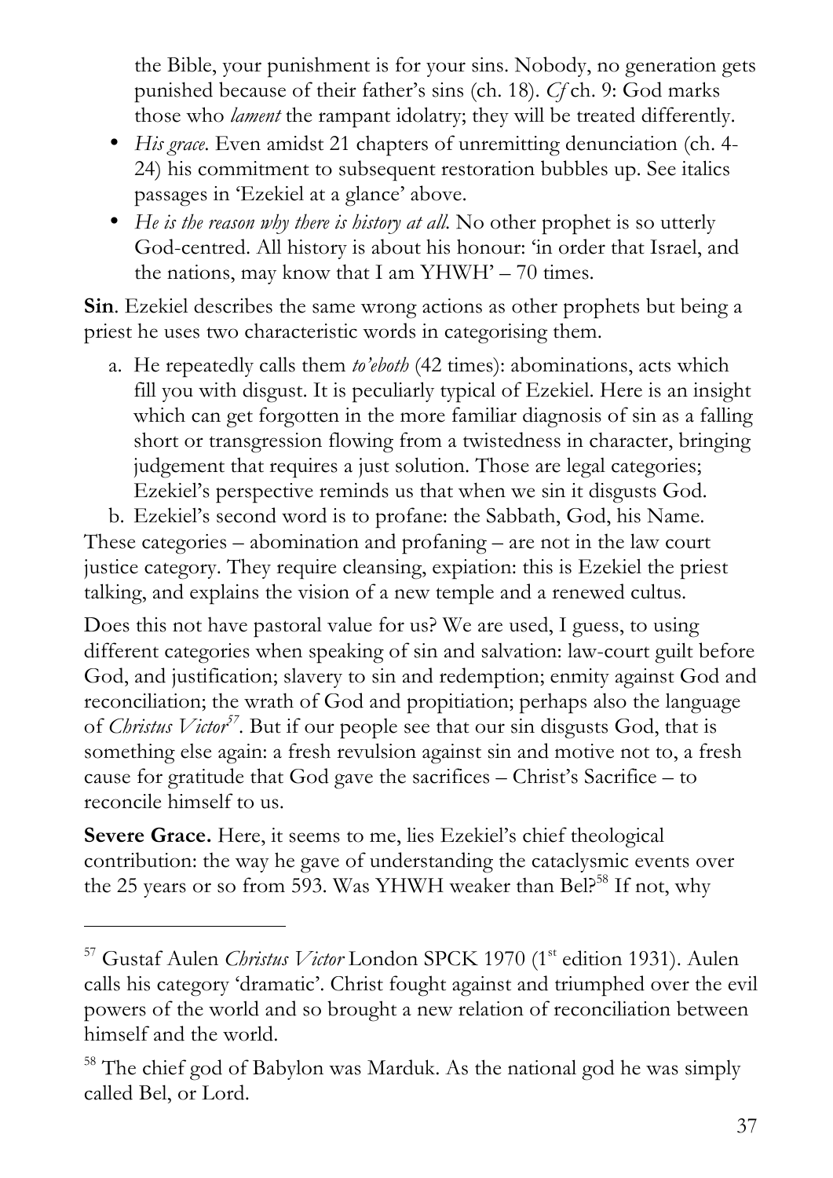the Bible, your punishment is for your sins. Nobody, no generation gets punished because of their father's sins (ch. 18). *Cf* ch. 9: God marks those who *lament* the rampant idolatry; they will be treated differently.

- *His grace*. Even amidst 21 chapters of unremitting denunciation (ch. 4-24) his commitment to subsequent restoration bubbles up. See italics passages in 'Ezekiel at a glance' above.
- *He is the reason why there is history at all*. No other prophet is so utterly God-centred. All history is about his honour: 'in order that Israel, and the nations, may know that I am YHWH' – 70 times.

**Sin**. Ezekiel describes the same wrong actions as other prophets but being a priest he uses two characteristic words in categorising them.

a. He repeatedly calls them *to'eboth* (42 times): abominations, acts which fill you with disgust. It is peculiarly typical of Ezekiel. Here is an insight which can get forgotten in the more familiar diagnosis of sin as a falling short or transgression flowing from a twistedness in character, bringing judgement that requires a just solution. Those are legal categories; Ezekiel's perspective reminds us that when we sin it disgusts God.

b. Ezekiel's second word is to profane: the Sabbath, God, his Name.

These categories – abomination and profaning – are not in the law court justice category. They require cleansing, expiation: this is Ezekiel the priest talking, and explains the vision of a new temple and a renewed cultus.

Does this not have pastoral value for us? We are used, I guess, to using different categories when speaking of sin and salvation: law-court guilt before God, and justification; slavery to sin and redemption; enmity against God and reconciliation; the wrath of God and propitiation; perhaps also the language of *Christus Victor*[57]. But if our people see that our sin disgusts God, that is something else again: a fresh revulsion against sin and motive not to, a fresh cause for gratitude that God gave the sacrifices – Christ's Sacrifice – to reconcile himself to us.

**Severe Grace.** Here, it seems to me, lies Ezekiel's chief theological contribution: the way he gave of understanding the cataclysmic events over the 25 years or so from 593. Was YHWH weaker than Bel?[58] If not, why

---

[57] Gustaf Aulen *Christus Victor* London SPCK 1970 (1st edition 1931). Aulen calls his category 'dramatic'. Christ fought against and triumphed over the evil powers of the world and so brought a new relation of reconciliation between himself and the world.

[58] The chief god of Babylon was Marduk. As the national god he was simply called Bel, or Lord.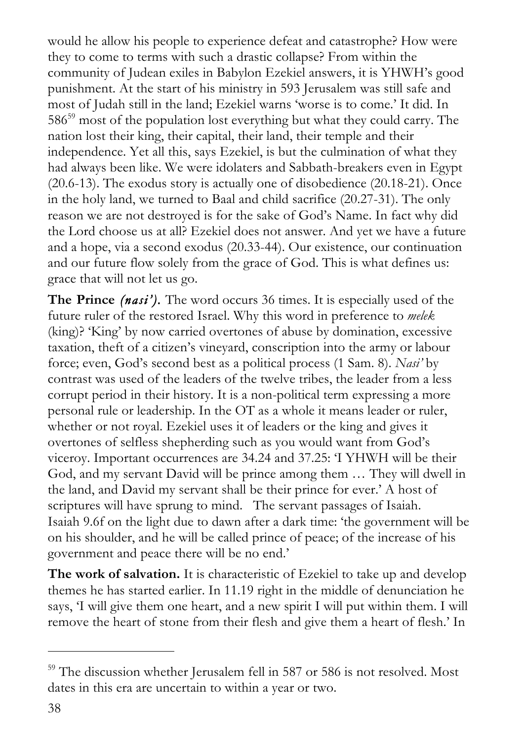would he allow his people to experience defeat and catastrophe? How were they to come to terms with such a drastic collapse? From within the community of Judean exiles in Babylon Ezekiel answers, it is YHWH's good punishment. At the start of his ministry in 593 Jerusalem was still safe and most of Judah still in the land; Ezekiel warns 'worse is to come.' It did. In 586[59] most of the population lost everything but what they could carry. The nation lost their king, their capital, their land, their temple and their independence. Yet all this, says Ezekiel, is but the culmination of what they had always been like. We were idolaters and Sabbath-breakers even in Egypt (20.6-13). The exodus story is actually one of disobedience (20.18-21). Once in the holy land, we turned to Baal and child sacrifice (20.27-31). The only reason we are not destroyed is for the sake of God's Name. In fact why did the Lord choose us at all? Ezekiel does not answer. And yet we have a future and a hope, via a second exodus (20.33-44). Our existence, our continuation and our future flow solely from the grace of God. This is what defines us: grace that will not let us go.

**The Prince *(nasi')*.** The word occurs 36 times. It is especially used of the future ruler of the restored Israel. Why this word in preference to *melek* (king)? 'King' by now carried overtones of abuse by domination, excessive taxation, theft of a citizen's vineyard, conscription into the army or labour force; even, God's second best as a political process (1 Sam. 8). *Nasi'* by contrast was used of the leaders of the twelve tribes, the leader from a less corrupt period in their history. It is a non-political term expressing a more personal rule or leadership. In the OT as a whole it means leader or ruler, whether or not royal. Ezekiel uses it of leaders or the king and gives it overtones of selfless shepherding such as you would want from God's viceroy. Important occurrences are 34.24 and 37.25: 'I YHWH will be their God, and my servant David will be prince among them … They will dwell in the land, and David my servant shall be their prince for ever.' A host of scriptures will have sprung to mind. The servant passages of Isaiah. Isaiah 9.6f on the light due to dawn after a dark time: 'the government will be on his shoulder, and he will be called prince of peace; of the increase of his government and peace there will be no end.'

**The work of salvation.** It is characteristic of Ezekiel to take up and develop themes he has started earlier. In 11.19 right in the middle of denunciation he says, 'I will give them one heart, and a new spirit I will put within them. I will remove the heart of stone from their flesh and give them a heart of flesh.' In

---

[59] The discussion whether Jerusalem fell in 587 or 586 is not resolved. Most dates in this era are uncertain to within a year or two.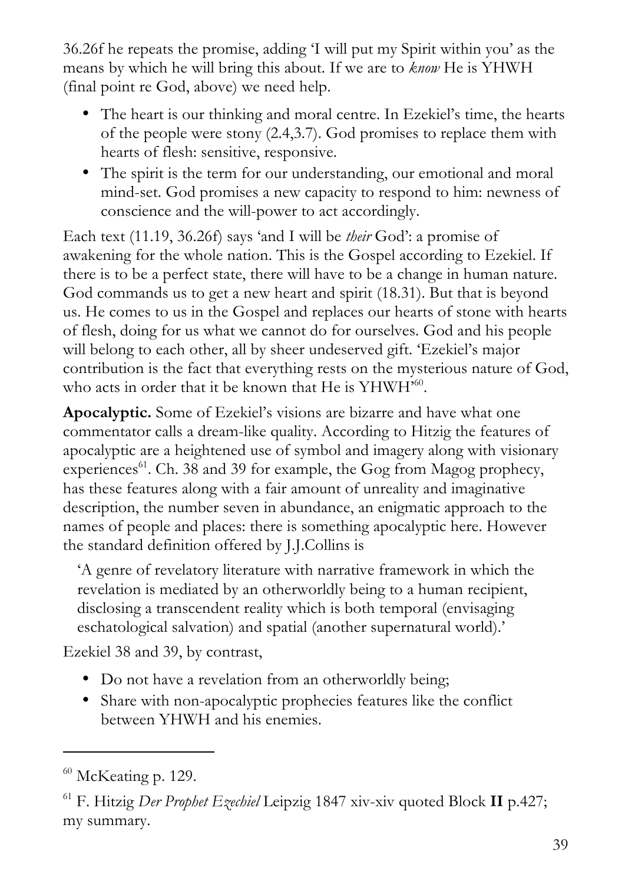36.26f he repeats the promise, adding 'I will put my Spirit within you' as the means by which he will bring this about. If we are to *know* He is YHWH (final point re God, above) we need help.

- The heart is our thinking and moral centre. In Ezekiel's time, the hearts of the people were stony (2.4,3.7). God promises to replace them with hearts of flesh: sensitive, responsive.
- The spirit is the term for our understanding, our emotional and moral mind-set. God promises a new capacity to respond to him: newness of conscience and the will-power to act accordingly.

Each text (11.19, 36.26f) says 'and I will be *their* God': a promise of awakening for the whole nation. This is the Gospel according to Ezekiel. If there is to be a perfect state, there will have to be a change in human nature. God commands us to get a new heart and spirit (18.31). But that is beyond us. He comes to us in the Gospel and replaces our hearts of stone with hearts of flesh, doing for us what we cannot do for ourselves. God and his people will belong to each other, all by sheer undeserved gift. 'Ezekiel's major contribution is the fact that everything rests on the mysterious nature of God, who acts in order that it be known that He is YHWH'[60].

**Apocalyptic.** Some of Ezekiel's visions are bizarre and have what one commentator calls a dream-like quality. According to Hitzig the features of apocalyptic are a heightened use of symbol and imagery along with visionary experiences[61]. Ch. 38 and 39 for example, the Gog from Magog prophecy, has these features along with a fair amount of unreality and imaginative description, the number seven in abundance, an enigmatic approach to the names of people and places: there is something apocalyptic here. However the standard definition offered by J.J.Collins is

> 'A genre of revelatory literature with narrative framework in which the revelation is mediated by an otherworldly being to a human recipient, disclosing a transcendent reality which is both temporal (envisaging eschatological salvation) and spatial (another supernatural world).'

Ezekiel 38 and 39, by contrast,

- Do not have a revelation from an otherworldly being;
- Share with non-apocalyptic prophecies features like the conflict between YHWH and his enemies.

---

[60] McKeating p. 129.

[61] F. Hitzig *Der Prophet Ezechiel* Leipzig 1847 xiv-xiv quoted Block **II** p.427; my summary.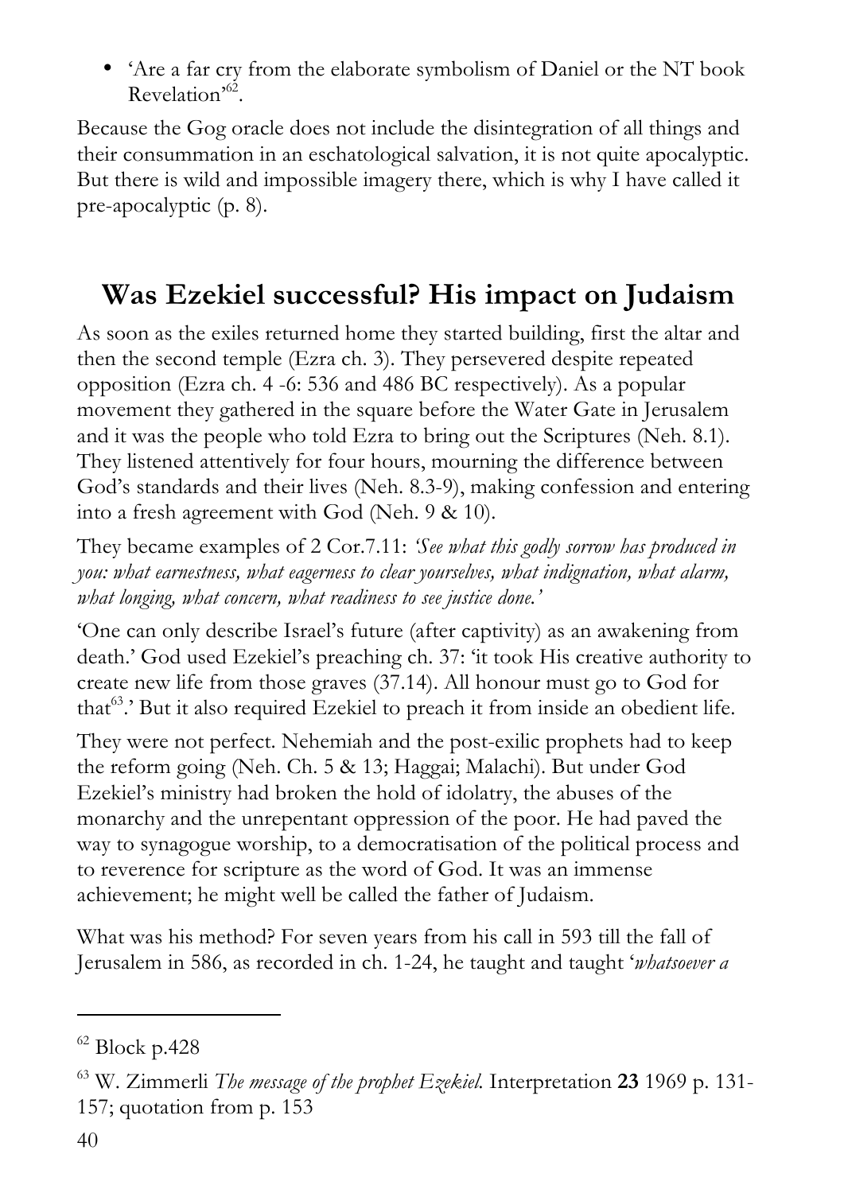- 'Are a far cry from the elaborate symbolism of Daniel or the NT book Revelation'[62].

Because the Gog oracle does not include the disintegration of all things and their consummation in an eschatological salvation, it is not quite apocalyptic. But there is wild and impossible imagery there, which is why I have called it pre-apocalyptic (p. 8).

## Was Ezekiel successful? His impact on Judaism

As soon as the exiles returned home they started building, first the altar and then the second temple (Ezra ch. 3). They persevered despite repeated opposition (Ezra ch. 4 -6: 536 and 486 BC respectively). As a popular movement they gathered in the square before the Water Gate in Jerusalem and it was the people who told Ezra to bring out the Scriptures (Neh. 8.1). They listened attentively for four hours, mourning the difference between God's standards and their lives (Neh. 8.3-9), making confession and entering into a fresh agreement with God (Neh. 9 & 10).

They became examples of 2 Cor.7.11: *'See what this godly sorrow has produced in you: what earnestness, what eagerness to clear yourselves, what indignation, what alarm, what longing, what concern, what readiness to see justice done.'*

'One can only describe Israel's future (after captivity) as an awakening from death.' God used Ezekiel's preaching ch. 37: 'it took His creative authority to create new life from those graves (37.14). All honour must go to God for that[63].' But it also required Ezekiel to preach it from inside an obedient life.

They were not perfect. Nehemiah and the post-exilic prophets had to keep the reform going (Neh. Ch. 5 & 13; Haggai; Malachi). But under God Ezekiel's ministry had broken the hold of idolatry, the abuses of the monarchy and the unrepentant oppression of the poor. He had paved the way to synagogue worship, to a democratisation of the political process and to reverence for scripture as the word of God. It was an immense achievement; he might well be called the father of Judaism.

What was his method? For seven years from his call in 593 till the fall of Jerusalem in 586, as recorded in ch. 1-24, he taught and taught '*whatsoever a*

---

[62] Block p.428

[63] W. Zimmerli *The message of the prophet Ezekiel.* Interpretation **23** 1969 p. 131-157; quotation from p. 153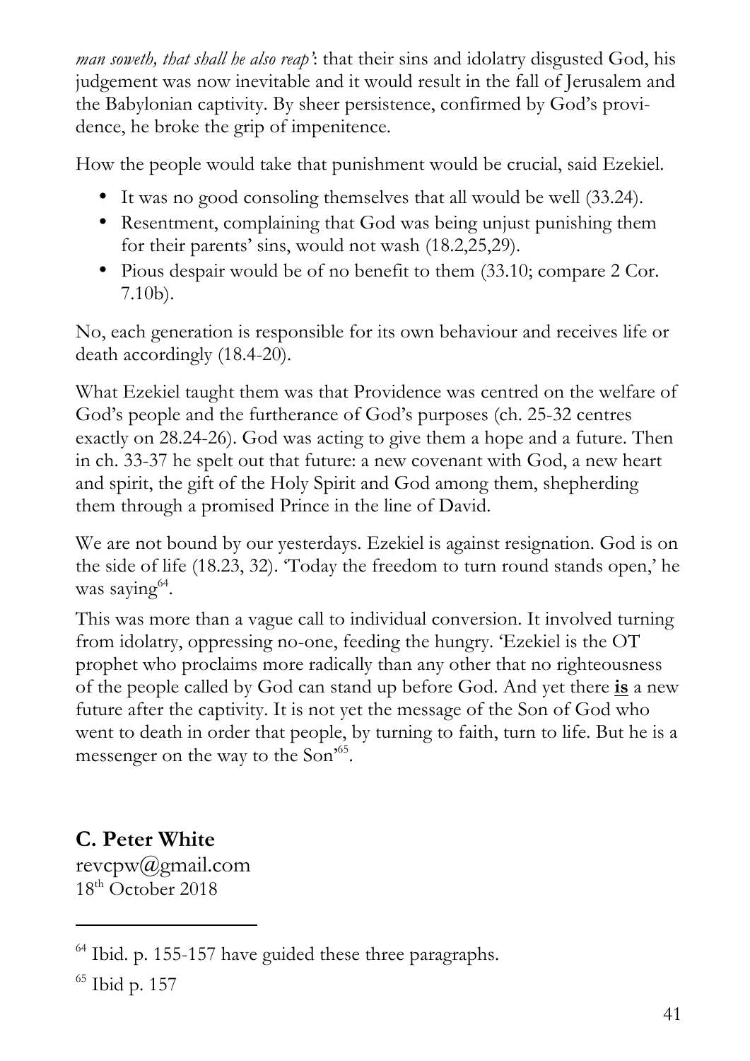*man soweth, that shall he also reap'*: that their sins and idolatry disgusted God, his judgement was now inevitable and it would result in the fall of Jerusalem and the Babylonian captivity. By sheer persistence, confirmed by God's providence, he broke the grip of impenitence.

How the people would take that punishment would be crucial, said Ezekiel.

- It was no good consoling themselves that all would be well (33.24).
- Resentment, complaining that God was being unjust punishing them for their parents' sins, would not wash (18.2,25,29).
- Pious despair would be of no benefit to them (33.10; compare 2 Cor. 7.10b).

No, each generation is responsible for its own behaviour and receives life or death accordingly (18.4-20).

What Ezekiel taught them was that Providence was centred on the welfare of God's people and the furtherance of God's purposes (ch. 25-32 centres exactly on 28.24-26). God was acting to give them a hope and a future. Then in ch. 33-37 he spelt out that future: a new covenant with God, a new heart and spirit, the gift of the Holy Spirit and God among them, shepherding them through a promised Prince in the line of David.

We are not bound by our yesterdays. Ezekiel is against resignation. God is on the side of life (18.23, 32). 'Today the freedom to turn round stands open,' he was saying[64].

This was more than a vague call to individual conversion. It involved turning from idolatry, oppressing no-one, feeding the hungry. 'Ezekiel is the OT prophet who proclaims more radically than any other that no righteousness of the people called by God can stand up before God. And yet there **is** a new future after the captivity. It is not yet the message of the Son of God who went to death in order that people, by turning to faith, turn to life. But he is a messenger on the way to the Son'[65].

**C. Peter White**
revcpw@gmail.com
18th October 2018

[64] Ibid. p. 155-157 have guided these three paragraphs.

[65] Ibid p. 157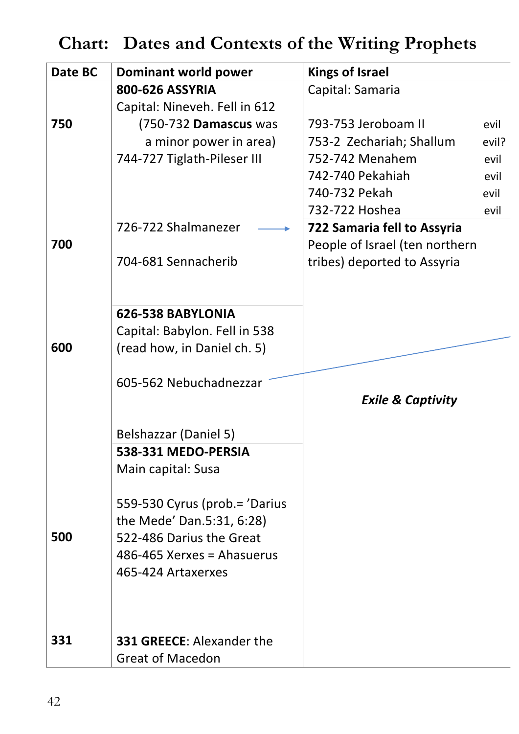# Chart: Dates and Contexts of the Writing Prophets

| Date BC | Dominant world power | Kings of Israel | |
|---|---|---|---|
| | **800-626 ASSYRIA** | Capital: Samaria | |
| | Capital: Nineveh. Fell in 612 | | |
| **750** | (750-732 **Damascus** was a minor power in area) | 793-753 Jeroboam II | evil |
| | | 753-2 Zechariah; Shallum | evil? |
| | 744-727 Tiglath-Pileser III | 752-742 Menahem | evil |
| | | 742-740 Pekahiah | evil |
| | | 740-732 Pekah | evil |
| | | 732-722 Hoshea | evil |
| | 726-722 Shalmanezer → | **722 Samaria fell to Assyria** | |
| **700** | | People of Israel (ten northern tribes) deported to Assyria | |
| | 704-681 Sennacherib | | |
| | **626-538 BABYLONIA** | | |
| | Capital: Babylon. Fell in 538 | | |
| **600** | (read how, in Daniel ch. 5) | | |
| | 605-562 Nebuchadnezzar | | |
| | | ***Exile & Captivity*** | |
| | Belshazzar (Daniel 5) | | |
| | **538-331 MEDO-PERSIA** | | |
| | Main capital: Susa | | |
| | 559-530 Cyrus (prob.= 'Darius the Mede' Dan.5:31, 6:28) | | |
| **500** | 522-486 Darius the Great | | |
| | 486-465 Xerxes = Ahasuerus | | |
| | 465-424 Artaxerxes | | |
| **331** | **331 GREECE**: Alexander the Great of Macedon | | |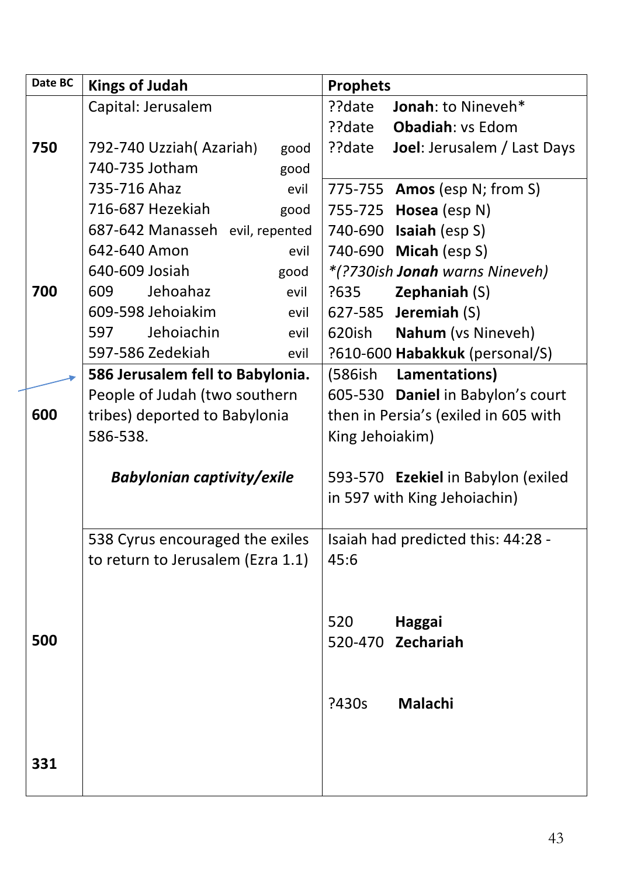| Date BC | Kings of Judah | Prophets |
|---|---|---|
| | Capital: Jerusalem | ??date **Jonah**: to Nineveh* |
| | | ??date **Obadiah**: vs Edom |
| **750** | 792-740 Uzziah( Azariah) good | ??date **Joel**: Jerusalem / Last Days |
| | 740-735 Jotham good | |
| | 735-716 Ahaz evil | 775-755 **Amos** (esp N; from S) |
| | 716-687 Hezekiah good | 755-725 **Hosea** (esp N) |
| | 687-642 Manasseh evil, repented | 740-690 **Isaiah** (esp S) |
| | 642-640 Amon evil | 740-690 **Micah** (esp S) |
| | 640-609 Josiah good | *\*(?730ish **Jonah** warns Nineveh)* |
| **700** | 609 Jehoahaz evil | ?635 **Zephaniah** (S) |
| | 609-598 Jehoiakim evil | 627-585 **Jeremiah** (S) |
| | 597 Jehoiachin evil | 620ish **Nahum** (vs Nineveh) |
| | 597-586 Zedekiah evil | ?610-600 **Habakkuk** (personal/S) |
| | **586 Jerusalem fell to Babylonia.** | (586ish **Lamentations)** |
| **600** | People of Judah (two southern tribes) deported to Babylonia 586-538. | 605-530 **Daniel** in Babylon's court then in Persia's (exiled in 605 with King Jehoiakim) |
| | ***Babylonian captivity/exile*** | 593-570 **Ezekiel** in Babylon (exiled in 597 with King Jehoiachin) |
| | 538 Cyrus encouraged the exiles to return to Jerusalem (Ezra 1.1) | Isaiah had predicted this: 44:28 - 45:6 |
| | | 520 **Haggai** |
| **500** | | 520-470 **Zechariah** |
| | | ?430s **Malachi** |
| **331** | | |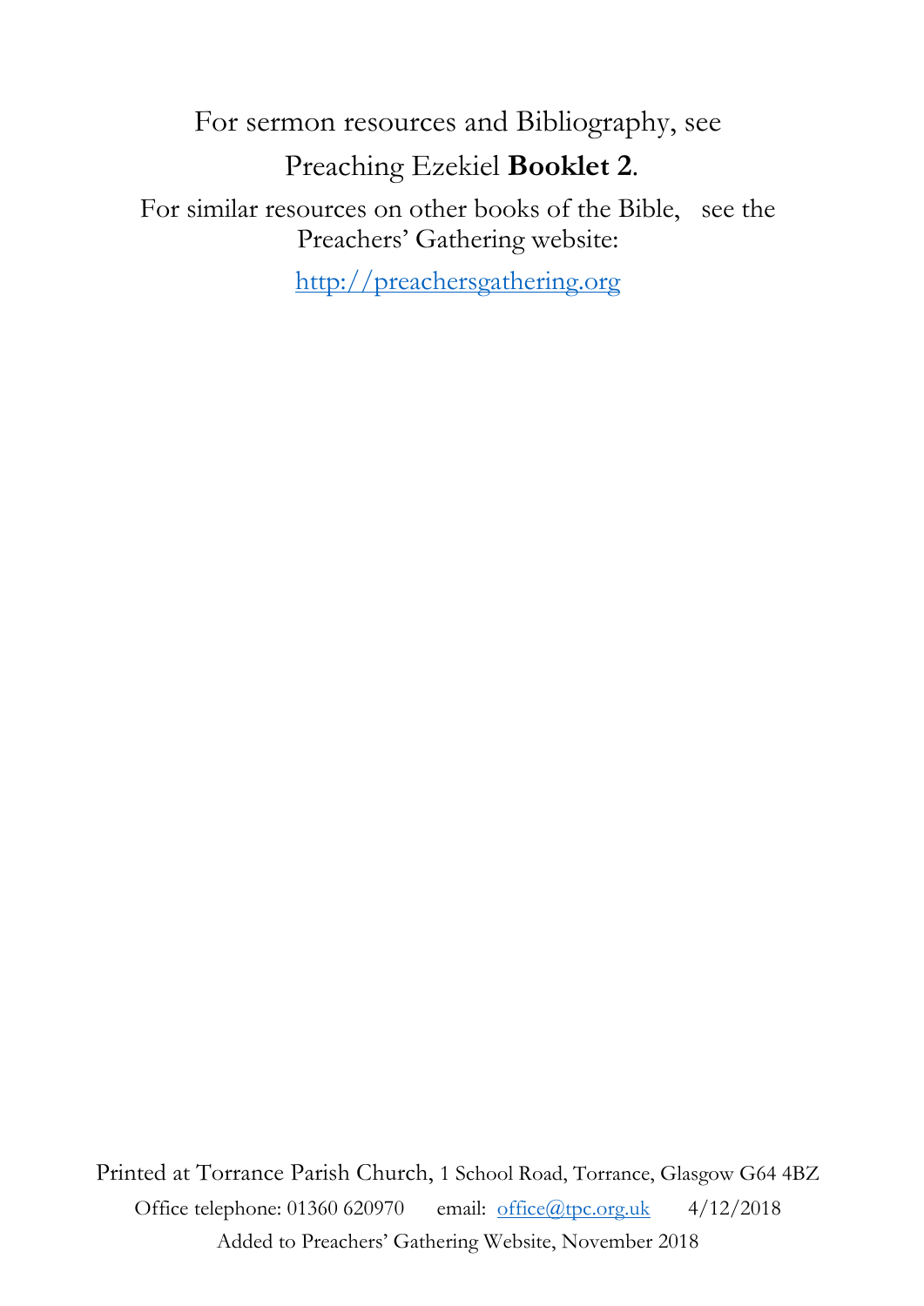For sermon resources and Bibliography, see

Preaching Ezekiel **Booklet 2**.

For similar resources on other books of the Bible, see the Preachers' Gathering website:

http://preachersgathering.org

Printed at Torrance Parish Church, 1 School Road, Torrance, Glasgow G64 4BZ

Office telephone: 01360 620970 email: office@tpc.org.uk 4/12/2018

Added to Preachers' Gathering Website, November 2018